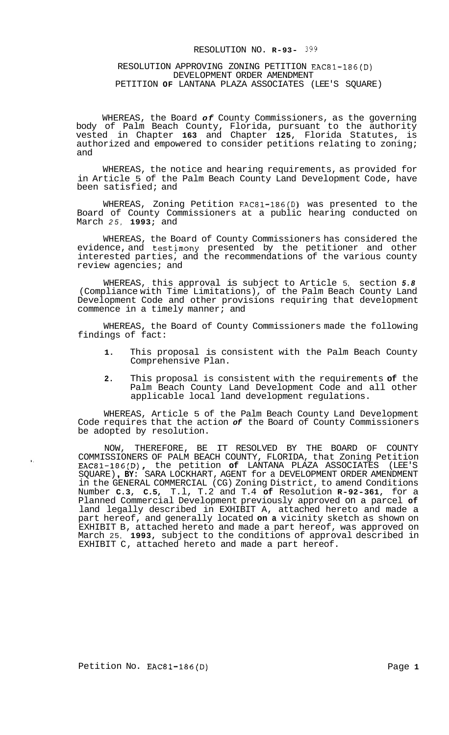RESOLUTION NO. **R-93-** 399

RESOLUTION APPROVING ZONING PETITION EAC81-186(D)
DEVELOPMENT ORDER AMENDMENT
PETITION **OF** LANTANA PLAZA ASSOCIATES (LEE'S SQUARE)

WHEREAS, the Board ***of*** County Commissioners, as the governing body of Palm Beach County, Florida, pursuant to the authority vested in Chapter **163** and Chapter **125**, Florida Statutes, is authorized and empowered to consider petitions relating to zoning; and

WHEREAS, the notice and hearing requirements, as provided for in Article 5 of the Palm Beach County Land Development Code, have been satisfied; and

WHEREAS, Zoning Petition EAC81-186(D) was presented to the Board of County Commissioners at a public hearing conducted on March *25*, **1993**; and

WHEREAS, the Board of County Commissioners has considered the evidence, and testimony presented by the petitioner and other interested parties, and the recommendations of the various county review agencies; and

WHEREAS, this approval is subject to Article 5, section ***5.8*** (Compliance with Time Limitations), of the Palm Beach County Land Development Code and other provisions requiring that development commence in a timely manner; and

WHEREAS, the Board of County Commissioners made the following findings of fact:

**1.** This proposal is consistent with the Palm Beach County Comprehensive Plan.

**2.** This proposal is consistent with the requirements **of** the Palm Beach County Land Development Code and all other applicable local land development regulations.

WHEREAS, Article 5 of the Palm Beach County Land Development Code requires that the action ***of*** the Board of County Commissioners be adopted by resolution.

NOW, THEREFORE, BE IT RESOLVED BY THE BOARD OF COUNTY COMMISSIONERS OF PALM BEACH COUNTY, FLORIDA, that Zoning Petition EAC81-186(D), the petition **of** LANTANA PLAZA ASSOCIATES (LEE'S SQUARE), **BY:** SARA LOCKHART, AGENT for a DEVELOPMENT ORDER AMENDMENT in the GENERAL COMMERCIAL (CG) Zoning District, to amend Conditions Number **C.3**, **C.5**, T.1, T.2 and T.4 **of** Resolution **R-92-361**, for a Planned Commercial Development previously approved on a parcel **of** land legally described in EXHIBIT A, attached hereto and made a part hereof, and generally located **on a** vicinity sketch as shown on EXHIBIT B, attached hereto and made a part hereof, was approved on March 25, **1993**, subject to the conditions of approval described in EXHIBIT C, attached hereto and made a part hereof.

Petition No. EAC81-186(D)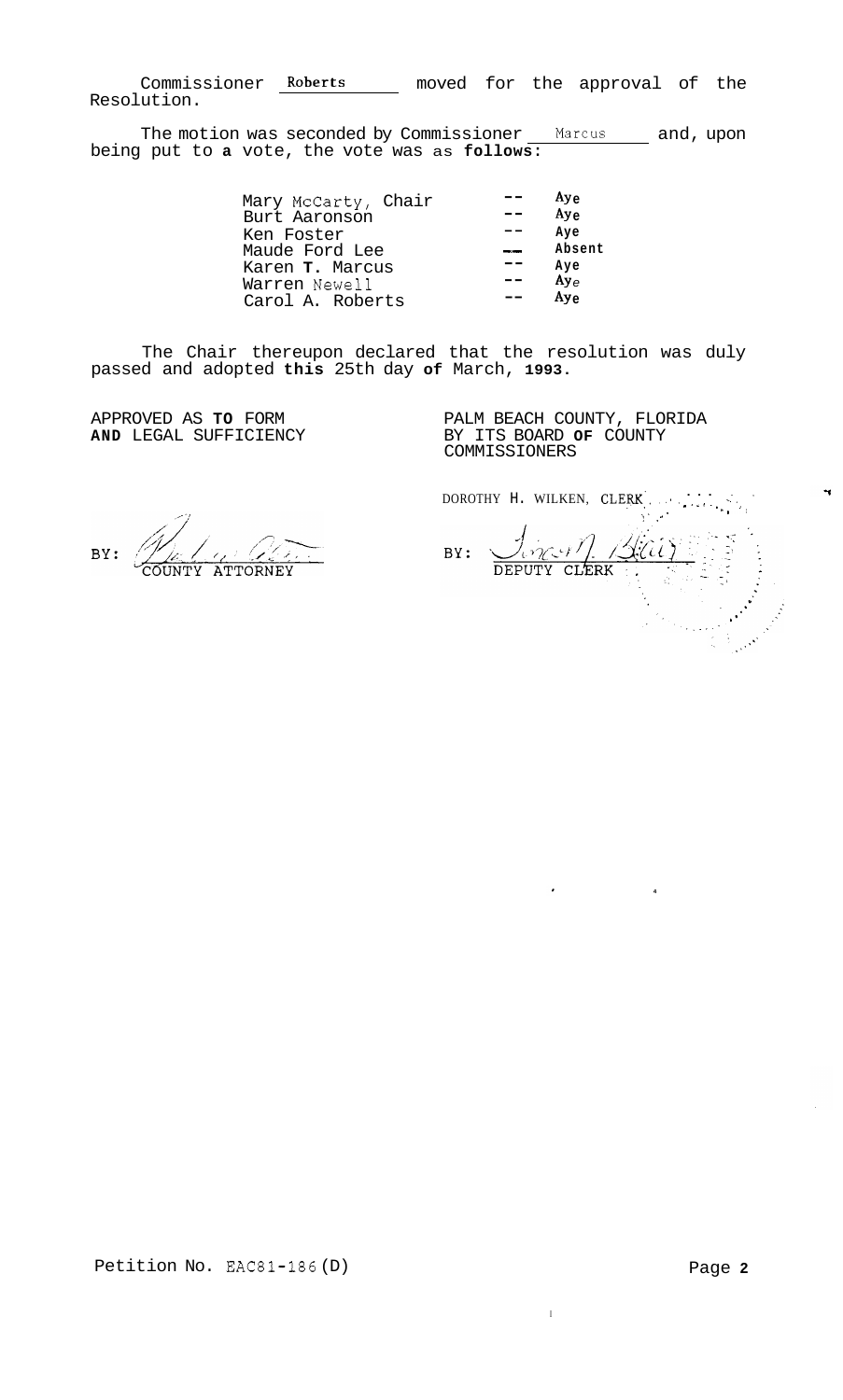Commissioner Roberts moved for the approval of the Resolution.

The motion was seconded by Commissioner Marcus and, upon being put to a vote, the vote was as follows:

| | | |
|---|---|---|
| Mary McCarty, Chair | -- | Aye |
| Burt Aaronson | -- | Aye |
| Ken Foster | -- | Aye |
| Maude Ford Lee | -- | Absent |
| Karen T. Marcus | -- | Aye |
| Warren Newell | -- | Aye |
| Carol A. Roberts | -- | Aye |

The Chair thereupon declared that the resolution was duly passed and adopted this 25th day of March, 1993.

APPROVED AS TO FORM
AND LEGAL SUFFICIENCY

BY: ____________________
COUNTY ATTORNEY

PALM BEACH COUNTY, FLORIDA
BY ITS BOARD OF COUNTY
COMMISSIONERS

DOROTHY H. WILKEN, CLERK

BY: ____________________
DEPUTY CLERK

Petition No. EAC81-186(D)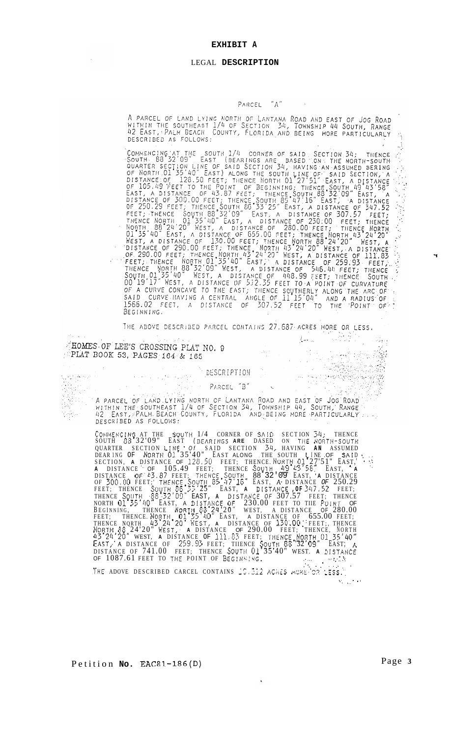# EXHIBIT A

## LEGAL DESCRIPTION

### PARCEL "A"

A PARCEL OF LAND LYING NORTH OF LANTANA ROAD AND EAST OF JOG ROAD WITHIN THE SOUTHEAST 1/4 OF SECTION 34, TOWNSHIP 44 SOUTH, RANGE 42 EAST, PALM BEACH COUNTY, FLORIDA AND BEING MORE PARTICULARLY DESCRIBED AS FOLLOWS:

COMMENCING AT THE SOUTH 1/4 CORNER OF SAID SECTION 34; THENCE SOUTH 88°32'09" EAST (BEARINGS ARE BASED ON THE NORTH-SOUTH QUARTER SECTION LINE OF SAID SECTION 34, HAVING AN ASSUMED BERING OF NORTH 01°35'40" EAST) ALONG THE SOUTH LINE OF SAID SECTION, A DISTANCE OF 128.50 FEET; THENCE NORTH 01°27'51" EAST, A DISTANCE OF 105.49 FEET TO THE POINT OF BEGINNING; THENCE SOUTH 49°43'58" EAST, A DISTANCE OF 43.87 FEET; THENCE SOUTH 88°32'09" EAST, A DISTANCE OF 300.00 FEET; THENCE SOUTH 85°47'16" EAST, A DISTANCE OF 250.29 FEET; THENCE SOUTH 86°33'25" EAST, A DISTANCE OF 347.52 FEET; THENCE SOUTH 88°32'09" EAST, A DISTANCE OF 307.57 FEET; THENCE NORTH 01°35'40" EAST, A DISTANCE OF 230.00 FEET; THENCE NORTH 88°24'20" WEST, A DISTANCE OF 280.00 FEET; THENCE NORTH 01°35'40" EAST, A DISTANCE OF 655.00 FEET; THENCE NORTH 43°24'20" WEST, A DISTANCE OF 130.00 FEET; THENCE NORTH 88°24'20" WEST, A DISTANCE OF 290.00 FEET; THENCE NORTH 43°24'20" WEST, A DISTANCE OF 290.00 FEET; THENCE NORTH 43°24'20" WEST, A DISTANCE OF 111.83 FEET; THENCE NORTH 01°35'40" EAST, A DISTANCE OF 259.93 FEET; THENCE NORTH 88°32'09" WEST, A DISTANCE OF 546.44 FEET; THENCE SOUTH 01°35'40" WEST, A DISTANCE OF 448.99 FEET; THENCE SOUTH 00°19'17" WEST, A DISTANCE OF 512.35 FEET TO A POINT OF CURVATURE OF A CURVE CONCAVE TO THE EAST; THENCE SOUTHERLY ALONG THE ARC OF SAID CURVE HAVING A CENTRAL ANGLE OF 11°15'04" AND A RADIUS OF 1566.02 FEET, A DISTANCE OF 307.52 FEET TO THE POINT OF BEGINNING.

THE ABOVE DESCRIBED PARCEL CONTAINS 27.687 ACRES MORE OR LESS.

HOMES OF LEE'S CROSSING PLAT NO. 9
PLAT BOOK 53, PAGES 164 & 165

### DESCRIPTION

### PARCEL "B"

A PARCEL OF LAND LYING NORTH OF LANTANA ROAD AND EAST OF JOG ROAD WITHIN THE SOUTHEAST 1/4 OF SECTION 34, TOWNSHIP 44, SOUTH, RANGE 42 EAST, PALM BEACH COUNTY, FLORIDA AND BEING MORE PARTICULARLY DESCRIBED AS FOLLOWS:

COMMENCING AT THE SOUTH 1/4 CORNER OF SAID SECTION 34; THENCE SOUTH 88°32'09" EAST (BEARINGS ARE DASED ON THE NORTH-SOUTH QUARTER SECTION LINE OF SAID SECTION 34, HAVING AN ASSUMED DEARING OF NORTH 01°35'40" EAST ALONG THE SOUTH LINE OF SAID SECTION, A DISTANCE OF 128.50 FEET; THENCE NORTH 01°27'51" EAST, A DISTANCE OF 105.49 FEET; THENCE SOUTH 49°43'58" EAST, A DISTANCE OF 43.87 FEET; THENCE SOUTH 88°32'09" EAST, A DISTANCE OF 300.00 FEET; THENCE SOUTH 85°47'16" EAST, A DISTANCE OF 250.29 FEET; THENCE SOUTH 86°33'25" EAST, A DISTANCE OF 347.52 FEET; THENCE SOUTH 88°32'09" EAST, A DISTANCE OF 307.57 FEET; THENCE NORTH 01°35'40" EAST, A DISTANCE OF 230.00 FEET TO THE POINT OF BEGINNING, THENCE NORTH 88°24'20" WEST, A DISTANCE OF 280.00 FEET; THENCE NORTH 01°35'40" EAST, A DISTANCE OF 655.00 FEET; THENCE NORTH 43°24'20" WEST, A DISTANCE OF 130.00 FEET; THENCE NORTH 88°24'20" WEST, A DISTANCE OF 290.00 FEET; THENCE, NORTH 43°24'20" WEST, A DISTANCE OF 111.83 FEET; THENCE NORTH 01°35'40" EAST, A DISTANCE OF 259.93 FEET; THENCE SOUTH 88°32'09" EAST; A DISTANCE OF 741.00 FEET; THENCE SOUTH 01°35'40" WEST. A DISTANCE OF 1087.61 FEET TO THE POINT OF BEGINNING.

THE ADOVE DESCRIBED CARCEL CONTAINS 10.312 ACRES MORE OR LESS.

Petition **No.** EAC81-186(D)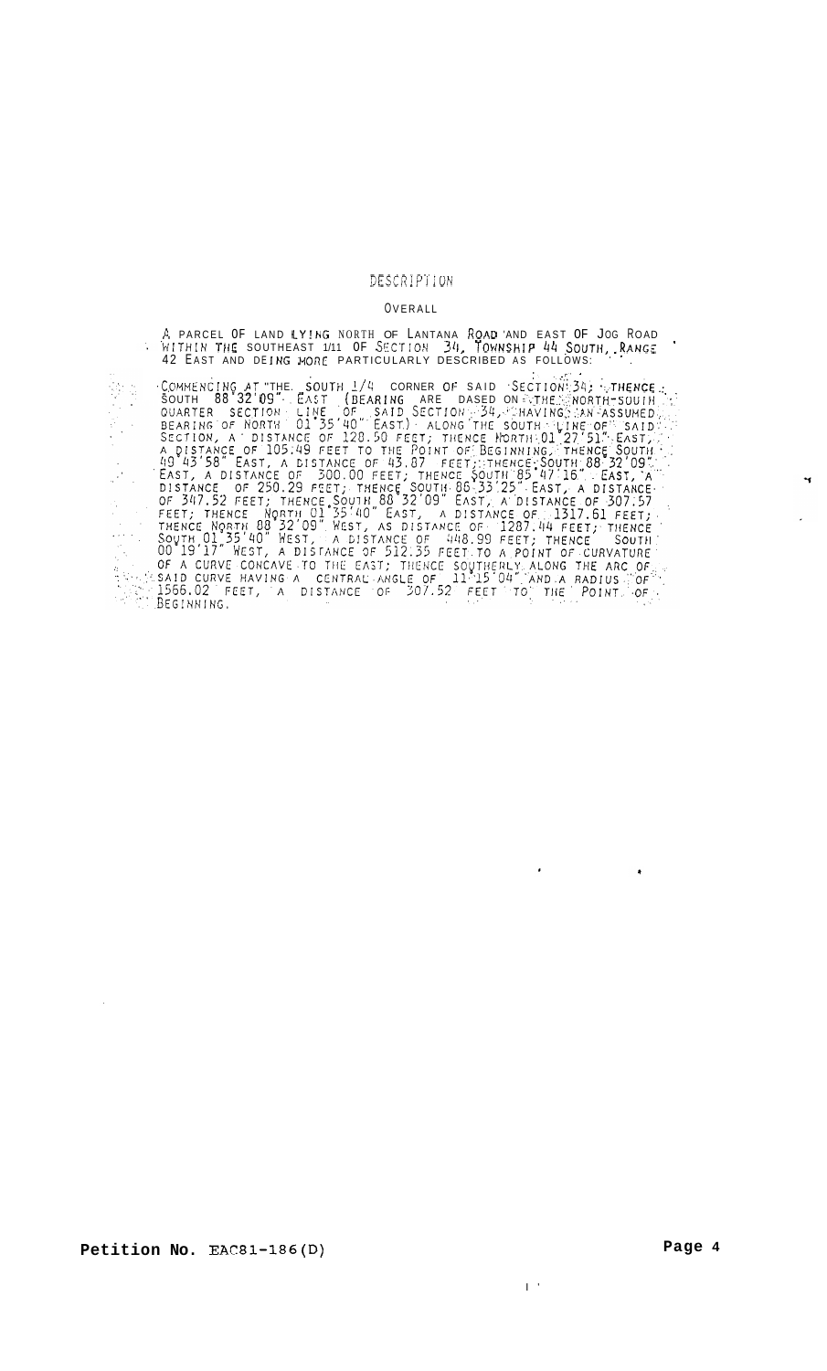## DESCRIPTION

### OVERALL

A PARCEL OF LAND LYING NORTH OF LANTANA ROAD AND EAST OF JOG ROAD WITHIN THE SOUTHEAST 1/4 OF SECTION 34, TOWNSHIP 44 SOUTH, RANGE 42 EAST AND BEING MORE PARTICULARLY DESCRIBED AS FOLLOWS:

COMMENCING AT THE SOUTH 1/4 CORNER OF SAID SECTION 34; THENCE SOUTH 88°32'09" EAST (BEARING ARE BASED ON THE NORTH-SOUTH QUARTER SECTION LINE OF SAID SECTION 34, HAVING AN ASSUMED BEARING OF NORTH 01°35'40" EAST) ALONG THE SOUTH LINE OF SAID SECTION, A DISTANCE OF 128.50 FEET; THENCE NORTH 01°27'51" EAST, A DISTANCE OF 105.49 FEET TO THE POINT OF BEGINNING; THENCE SOUTH 49°43'58" EAST, A DISTANCE OF 43.87 FEET; THENCE SOUTH 88°32'09" EAST, A DISTANCE OF 300.00 FEET; THENCE SOUTH 85°47'16" EAST, A DISTANCE OF 250.29 FEET; THENCE SOUTH 86°33'25" EAST, A DISTANCE OF 347.52 FEET; THENCE SOUTH 88°32'09" EAST, A DISTANCE OF 307.57 FEET; THENCE NORTH 01°35'40" EAST, A DISTANCE OF 1317.61 FEET; THENCE NORTH 88°32'09" WEST, AS DISTANCE OF 1287.44 FEET; THENCE SOUTH 01°35'40" WEST, A DISTANCE OF 448.99 FEET; THENCE SOUTH 00°19'17" WEST, A DISTANCE OF 512.35 FEET TO A POINT OF CURVATURE OF A CURVE CONCAVE TO THE EAST; THENCE SOUTHERLY ALONG THE ARC OF SAID CURVE HAVING A CENTRAL ANGLE OF 11°15'04" AND A RADIUS OF 1566.02 FEET, A DISTANCE OF 307.52 FEET TO THE POINT OF BEGINNING.

**Petition No.** EAC81-186(D)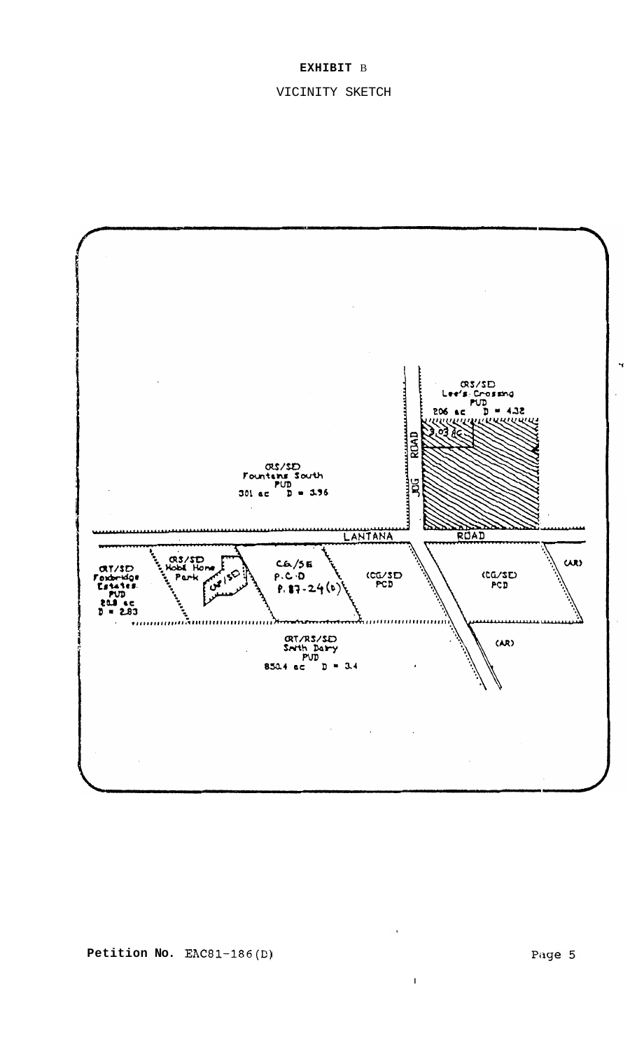**EXHIBIT** B

VICINITY SKETCH

RS/SD
Lee's Crossing
PUD
206 ac D = 4.32

3.03 AC.

RS/SD
Fountains South
PUD
301 ac D = 3.96

JOG ROAD

LANTANA ROAD

RS/SD
Mobil Home Park

RT/SD
Foxbridge Estates
PUD
20.8 ac
D = 2.83

CS/SD

CG/SE
P.C.D
P. 87-24(b)

(CG/SD)
PCD

(CG/SE)
PCD

(AR)

RT/RS/SD
Smith Dairy
PUD
850.4 ac D = 3.4

(AR)

**Petition No.** EAC81-186(D)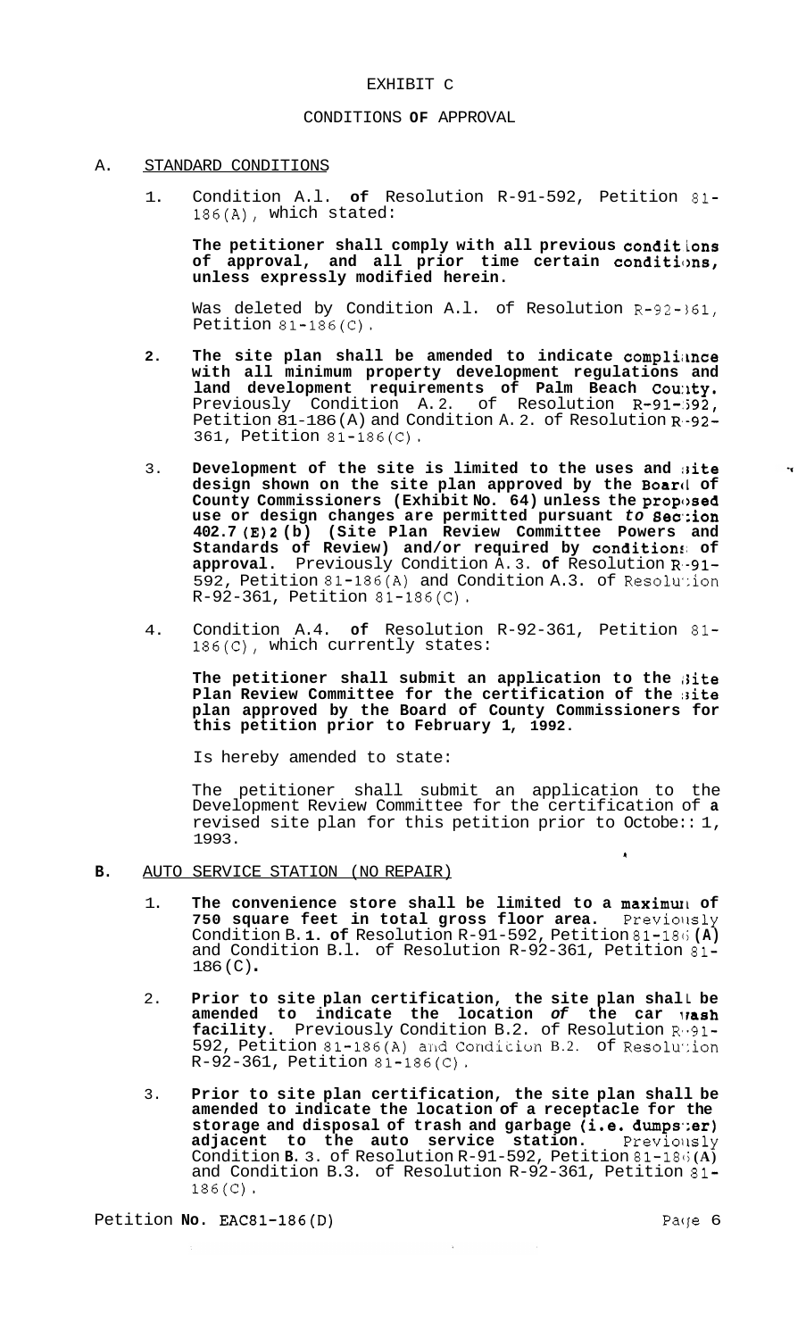# EXHIBIT C

## CONDITIONS OF APPROVAL

A. STANDARD CONDITIONS

1. Condition A.1. of Resolution R-91-592, Petition 81-186(A), which stated:

   **The petitioner shall comply with all previous conditions of approval, and all prior time certain conditions, unless expressly modified herein.**

   Was deleted by Condition A.1. of Resolution R-92-361, Petition 81-186(C).

2. **The site plan shall be amended to indicate compliance with all minimum property development regulations and land development requirements of Palm Beach County.** Previously Condition A.2. of Resolution R-91-592, Petition 81-186(A) and Condition A.2. of Resolution R-92-361, Petition 81-186(C).

3. **Development of the site is limited to the uses and site design shown on the site plan approved by the Board of County Commissioners (Exhibit No. 64) unless the proposed use or design changes are permitted pursuant *to* Section 402.7(E)2(b) (Site Plan Review Committee Powers and Standards of Review) and/or required by conditions of approval.** Previously Condition A.3. of Resolution R-91-592, Petition 81-186(A) and Condition A.3. of Resolution R-92-361, Petition 81-186(C).

4. Condition A.4. of Resolution R-92-361, Petition 81-186(C), which currently states:

   **The petitioner shall submit an application to the Site Plan Review Committee for the certification of the site plan approved by the Board of County Commissioners for this petition prior to February 1, 1992.**

   Is hereby amended to state:

   The petitioner shall submit an application to the Development Review Committee for the certification of a revised site plan for this petition prior to October 1, 1993.

B. AUTO SERVICE STATION (NO REPAIR)

1. **The convenience store shall be limited to a maximum of 750 square feet in total gross floor area.** Previously Condition B.1. of Resolution R-91-592, Petition 81-186(A) and Condition B.1. of Resolution R-92-361, Petition 81-186(C).

2. **Prior to site plan certification, the site plan shall be amended to indicate the location *of* the car wash facility.** Previously Condition B.2. of Resolution R-91-592, Petition 81-186(A) and Condition B.2. of Resolution R-92-361, Petition 81-186(C).

3. **Prior to site plan certification, the site plan shall be amended to indicate the location of a receptacle for the storage and disposal of trash and garbage (i.e. dumpster) adjacent to the auto service station.** Previously Condition B.3. of Resolution R-91-592, Petition 81-186(A) and Condition B.3. of Resolution R-92-361, Petition 81-186(C).

Petition No. EAC81-186(D)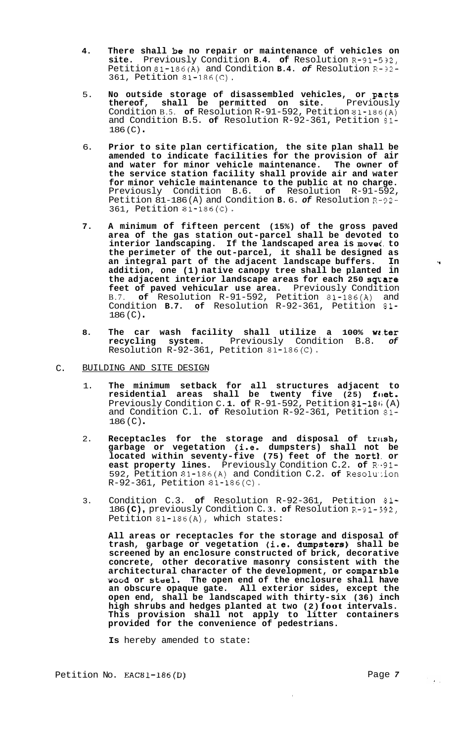4. **There shall be no repair or maintenance of vehicles on site.** Previously Condition **B.4. of** Resolution R-91-592, Petition 81-186(A) and Condition **B.4.** *of* Resolution R-92-361, Petition 81-186(C).

5. **No outside storage of disassembled vehicles, or parts thereof, shall be permitted on site.** Previously Condition B.5. **of** Resolution R-91-592, Petition 81-186(A) and Condition B.5. **of** Resolution R-92-361, Petition 81-186(C).

6. **Prior to site plan certification, the site plan shall be amended to indicate facilities for the provision of air and water for minor vehicle maintenance. The owner of the service station facility shall provide air and water for minor vehicle maintenance to the public at no charge.** Previously Condition B.6. **of** Resolution R-91-592, Petition 81-186(A) and Condition **B.** 6. *of* Resolution R-92-361, Petition 81-186(C).

7. **A minimum of fifteen percent (15%) of the gross paved area of the gas station out-parcel shall be devoted to interior landscaping. If the landscaped area is moved to the perimeter of the out-parcel, it shall be designed as an integral part of the adjacent landscape buffers. In addition, one (1) native canopy tree shall be planted in the adjacent interior landscape areas for each 250 square feet of paved vehicular use area.** Previously Condition B.7. **of** Resolution R-91-592, Petition 81-186(A) and Condition **B.7. of** Resolution R-92-361, Petition 81-186(C).

8. **The car wash facility shall utilize a 100% water recycling system.** Previously Condition B.8. *of* Resolution R-92-361, Petition 81-186(C).

C. BUILDING AND SITE DESIGN

1. **The minimum setback for all structures adjacent to residential areas shall be twenty five (25) feet.** Previously Condition C.**1. of** R-91-592, Petition **81-186**(A) and Condition C.l. **of** Resolution R-92-361, Petition 81-186(C).

2. **Receptacles for the storage and disposal of trash, garbage or vegetation (i.e. dumpsters) shall not be located within seventy-five (75) feet of the north or east property lines.** Previously Condition C.2. **of** R-91-592, Petition 81-186(A) and Condition C.2. **of** Resolution R-92-361, Petition 81-186(C).

3. Condition C.3. **of** Resolution R-92-361, Petition 81-186**(C),** previously Condition C.3. **of** Resolution R-91-592, Petition 81-186(A), which states:

   **All areas or receptacles for the storage and disposal of trash, garbage or vegetation (i.e. dumpsters) shall be screened by an enclosure constructed of brick, decorative concrete, other decorative masonry consistent with the architectural character of the development, or comparable wood or steel. The open end of the enclosure shall have an obscure opaque gate. All exterior sides, except the open end, shall be landscaped with thirty-six (36) inch high shrubs and hedges planted at two (2) foot intervals. This provision shall not apply to litter containers provided for the convenience of pedestrians.**

   **Is** hereby amended to state:

Petition No. EAC81-186(D)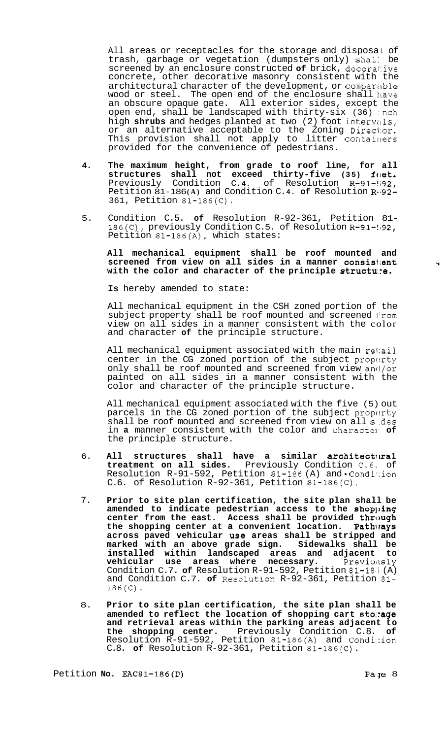All areas or receptacles for the storage and disposal of trash, garbage or vegetation (dumpsters only) shall be screened by an enclosure constructed **of** brick, decorative concrete, other decorative masonry consistent with the architectural character of the development, or comparable wood or steel. The open end of the enclosure shall have an obscure opaque gate. All exterior sides, except the open end, shall be landscaped with thirty-six (36) inch high **shrubs** and hedges planted at two (2) foot intervals, or an alternative acceptable to the Zoning Director. This provision shall not apply to litter containers provided for the convenience of pedestrians.

4. **The maximum height, from grade to roof line, for all structures shall not exceed thirty-five (35) feet.** Previously Condition C.4. of Resolution R-91-592, Petition 81-186(A) and Condition C.4. **of** Resolution R-92-361, Petition 81-186(C).

5. Condition C.5. **of** Resolution R-92-361, Petition 81-186(C), previously Condition C.5. of Resolution R-91-592, Petition 81-186(A), which states:

   **All mechanical equipment shall be roof mounted and screened from view on all sides in a manner consistent with the color and character of the principle structure.**

   **Is** hereby amended to state:

   All mechanical equipment in the CSH zoned portion of the subject property shall be roof mounted and screened from view on all sides in a manner consistent with the color and character **of** the principle structure.

   All mechanical equipment associated with the main retail center in the CG zoned portion of the subject property only shall be roof mounted and screened from view and/or painted on all sides in a manner consistent with the color and character of the principle structure.

   All mechanical equipment associated with the five (5) out parcels in the CG zoned portion of the subject property shall be roof mounted and screened from view on all sides in **a** manner consistent with the color and character **of** the principle structure.

6. **All structures shall have a similar architectural treatment on all sides.** Previously Condition C.6. of Resolution R-91-592, Petition 81-186 (A) and Condition C.6. of Resolution R-92-361, Petition 81-186(C).

7. **Prior to site plan certification, the site plan shall be amended to indicate pedestrian access to the shopping center from the east. Access shall be provided through the shopping center at a convenient location. Pathways across paved vehicular use areas shall be stripped and marked with an above grade sign. Sidewalks shall be installed within landscaped areas and adjacent to vehicular use areas where necessary.** Previously Condition C.7. **of** Resolution R-91-592, Petition 81-186 (A) and Condition C.7. **of** Resolution R-92-361, Petition 81-186(C).

8. **Prior to site plan certification, the site plan shall be amended to reflect the location of shopping cart storage and retrieval areas within the parking areas adjacent to the shopping center.** Previously Condition C.8. **of** Resolution R-91-592, Petition 81-186(A) and Condition C.8. **of** Resolution R-92-361, Petition 81-186(C).

Petition **No.** EAC81-186(D)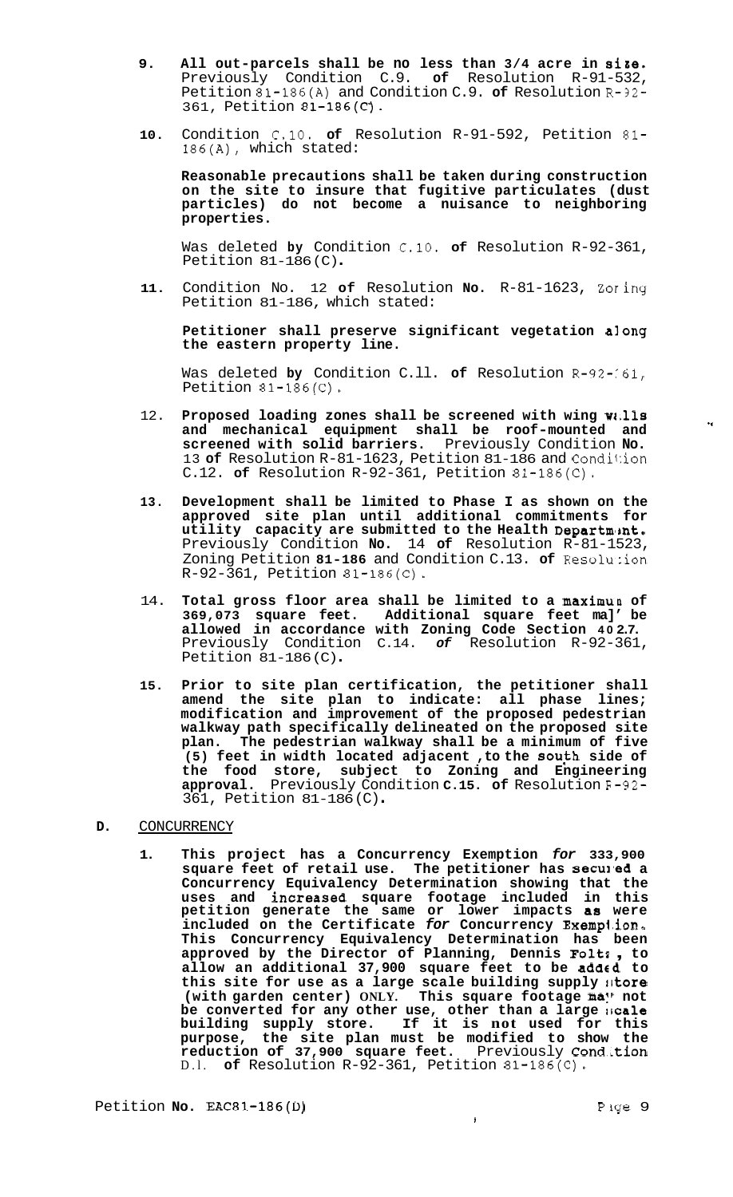9. **All out-parcels shall be no less than 3/4 acre in size.** Previously Condition C.9. **of** Resolution R-91-532, Petition 81-186(A) and Condition C.9. **of** Resolution R-92-361, Petition 81-186(C).

10. Condition C.10. **of** Resolution R-91-592, Petition 81-186(A), which stated:

    **Reasonable precautions shall be taken during construction on the site to insure that fugitive particulates (dust particles) do not become a nuisance to neighboring properties.**

    Was deleted **by** Condition C.10. **of** Resolution R-92-361, Petition 81-186(C)**.**

11. Condition No. 12 **of** Resolution **No.** R-81-1623, Zoning Petition 81-186, which stated:

    **Petitioner shall preserve significant vegetation along the eastern property line.**

    Was deleted **by** Condition C.ll. **of** Resolution R-92-361, Petition 81-186(C).

12. **Proposed loading zones shall be screened with wing walls and mechanical equipment shall be roof-mounted and screened with solid barriers.** Previously Condition **No.** 13 **of** Resolution R-81-1623, Petition 81-186 and Condition C.12. **of** Resolution R-92-361, Petition 81-186(C).

13. **Development shall be limited to Phase I as shown on the approved site plan until additional commitments for utility capacity are submitted to the Health Department.** Previously Condition **No.** 14 **of** Resolution R-81-1523, Zoning Petition **81-186** and Condition C.13. **of** Resolution R-92-361, Petition 81-186(C).

14. **Total gross floor area shall be limited to a maximum of 369,073 square feet. Additional square feet may be allowed in accordance with Zoning Code Section 402.7.** Previously Condition C.14. *of* Resolution R-92-361, Petition 81-186(C)**.**

15. **Prior to site plan certification, the petitioner shall amend the site plan to indicate: all phase lines; modification and improvement of the proposed pedestrian walkway path specifically delineated on the proposed site plan. The pedestrian walkway shall be a minimum of five (5) feet in width located adjacent ,to the south side of the food store, subject to Zoning and Engineering approval.** Previously Condition **C.15. of** Resolution R-92-361, Petition 81-186(C)**.**

**D.** CONCURRENCY

1. **This project has a Concurrency Exemption *for* 333,900 square feet of retail use. The petitioner has secured a Concurrency Equivalency Determination showing that the uses and increased square footage included in this petition generate the same or lower impacts as were included on the Certificate *for* Concurrency Exemption. This Concurrency Equivalency Determination has been approved by the Director of Planning, Dennis Foltz, to allow an additional 37,900 square feet to be added to this site for use as a large scale building supply store (with garden center) ONLY. This square footage may not be converted for any other use, other than a large scale building supply store. If it is not used for this purpose, the site plan must be modified to show the reduction of 37,900 square feet.** Previously Condition D.1. **of** Resolution R-92-361, Petition 81-186(C).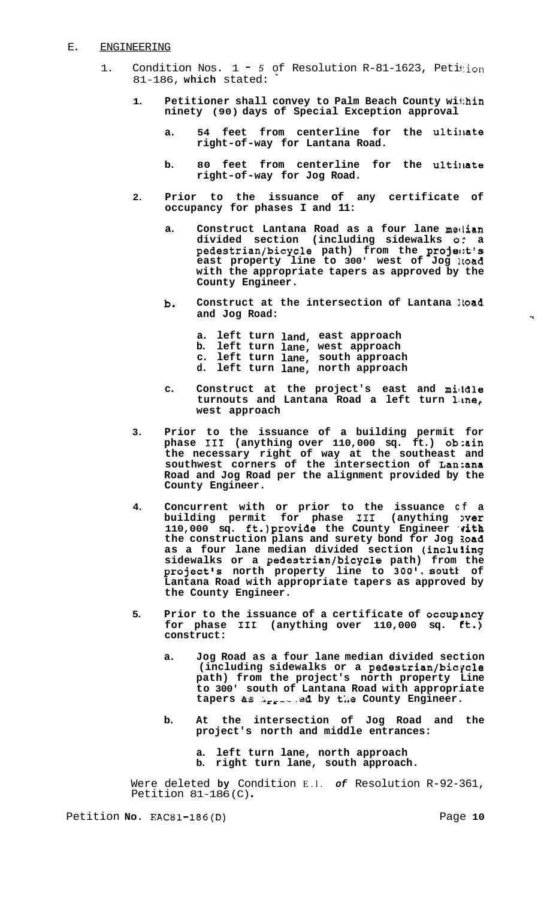E. ENGINEERING

1. Condition Nos. 1 - 5 of Resolution R-81-1623, Petition 81-186, which stated:

   **1. Petitioner shall convey to Palm Beach County within ninety (90) days of Special Exception approval**

      **a. 54 feet from centerline for the ultimate right-of-way for Lantana Road.**

      **b. 80 feet from centerline for the ultimate right-of-way for Jog Road.**

   **2. Prior to the issuance of any certificate of occupancy for phases I and 11:**

      **a. Construct Lantana Road as a four lane median divided section (including sidewalks or a pedestrian/bicycle path) from the project's east property line to 300' west of Jog Road with the appropriate tapers as approved by the County Engineer.**

      **b. Construct at the intersection of Lantana Road and Jog Road:**

         **a. left turn land, east approach**
         **b. left turn lane, west approach**
         **c. left turn lane, south approach**
         **d. left turn lane, north approach**

      **c. Construct at the project's east and middle turnouts and Lantana Road a left turn lane, west approach**

   **3. Prior to the issuance of a building permit for phase III (anything over 110,000 sq. ft.) obtain the necessary right of way at the southeast and southwest corners of the intersection of Lantana Road and Jog Road per the alignment provided by the County Engineer.**

   **4. Concurrent with or prior to the issuance of a building permit for phase III (anything over 110,000 sq. ft.) provide the County Engineer with the construction plans and surety bond for Jog Road as a four lane median divided section (including sidewalks or a pedestrian/bicycle path) from the project's north property line to 300'. south of Lantana Road with appropriate tapers as approved by the County Engineer.**

   **5. Prior to the issuance of a certificate of occupancy for phase III (anything over 110,000 sq. ft.) construct:**

      **a. Jog Road as a four lane median divided section (including sidewalks or a pedestrian/bicycle path) from the project's north property Line to 300' south of Lantana Road with appropriate tapers as approved by the County Engineer.**

      **b. At the intersection of Jog Road and the project's north and middle entrances:**

         **a. left turn lane, north approach**
         **b. right turn lane, south approach.**

   Were deleted by Condition E.1. *of* Resolution R-92-361, Petition 81-186(C).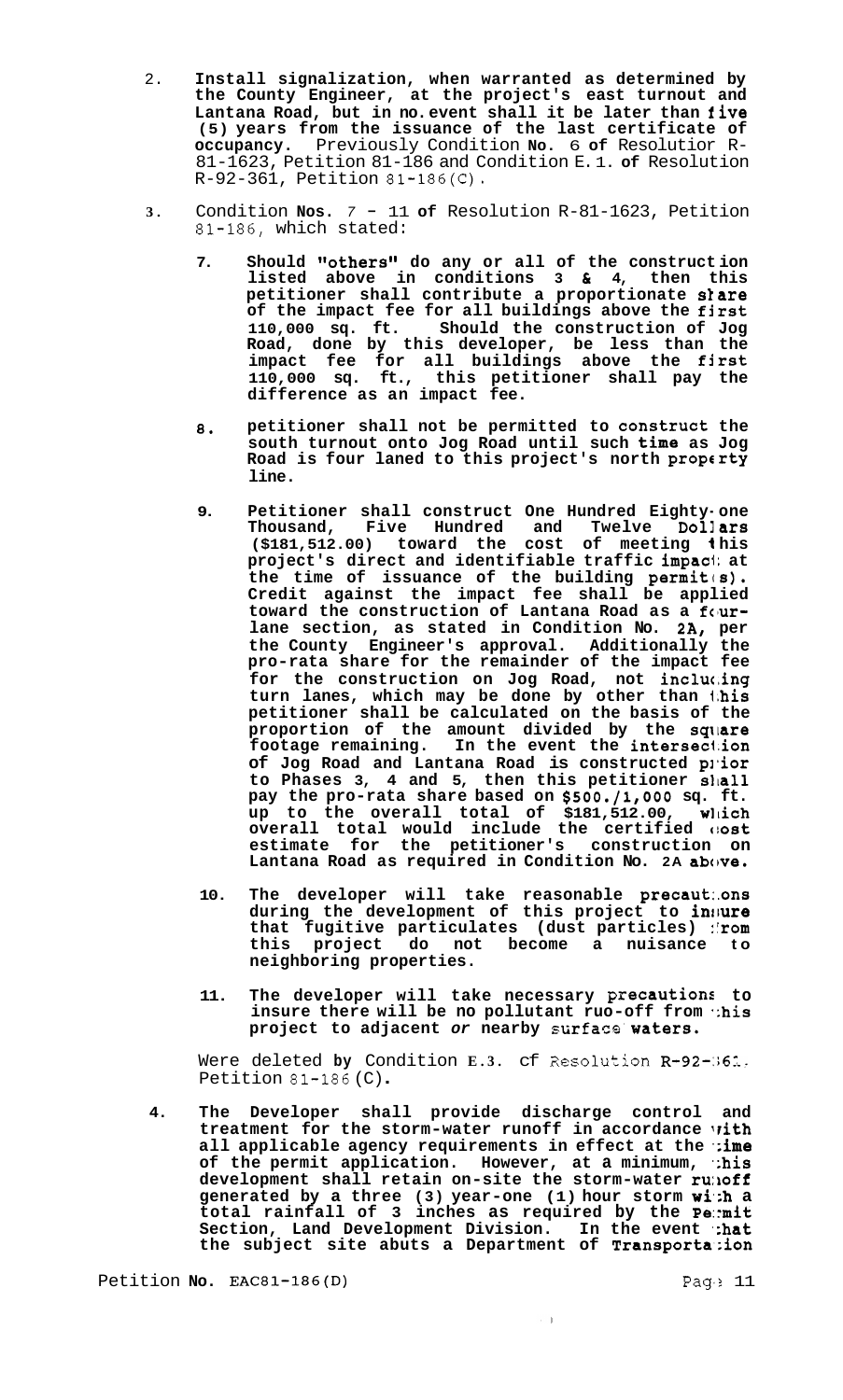2. **Install signalization, when warranted as determined by the County Engineer, at the project's east turnout and Lantana Road, but in no event shall it be later than five (5) years from the issuance of the last certificate of occupancy.** Previously Condition **No.** 6 **of** Resolution R-81-1623, Petition 81-186 and Condition E. 1. **of** Resolution R-92-361, Petition 81-186(C).

3. Condition **Nos.** 7 - 11 **of** Resolution R-81-1623, Petition 81-186, which stated:

   **7. Should "others" do any or all of the construction listed above in conditions 3 & 4, then this petitioner shall contribute a proportionate share of the impact fee for all buildings above the first 110,000 sq. ft. Should the construction of Jog Road, done by this developer, be less than the impact fee for all buildings above the first 110,000 sq. ft., this petitioner shall pay the difference as an impact fee.**

   **8. petitioner shall not be permitted to construct the south turnout onto Jog Road until such time as Jog Road is four laned to this project's north property line.**

   **9. Petitioner shall construct One Hundred Eighty-one Thousand, Five Hundred and Twelve Dollars ($181,512.00) toward the cost of meeting this project's direct and identifiable traffic impact at the time of issuance of the building permit(s). Credit against the impact fee shall be applied toward the construction of Lantana Road as a four-lane section, as stated in Condition No. 2A, per the County Engineer's approval. Additionally the pro-rata share for the remainder of the impact fee for the construction on Jog Road, not including turn lanes, which may be done by other than this petitioner shall be calculated on the basis of the proportion of the amount divided by the square footage remaining. In the event the intersection of Jog Road and Lantana Road is constructed prior to Phases 3, 4 and 5, then this petitioner shall pay the pro-rata share based on $500./1,000 sq. ft. up to the overall total of $181,512.00, which overall total would include the certified cost estimate for the petitioner's construction on Lantana Road as required in Condition No. 2A above.**

   **10. The developer will take reasonable precautions during the development of this project to insure that fugitive particulates (dust particles) from this project do not become a nuisance to neighboring properties.**

   **11. The developer will take necessary precautions to insure there will be no pollutant ruo-off from this project to adjacent** *or* **nearby surface waters.**

   Were deleted **by** Condition **E.3.** of Resolution R-92-361, Petition 81-186 (C).

4. **The Developer shall provide discharge control and treatment for the storm-water runoff in accordance with all applicable agency requirements in effect at the time of the permit application. However, at a minimum, this development shall retain on-site the storm-water runoff generated by a three (3) year-one (1) hour storm with a total rainfall of 3 inches as required by the Permit Section, Land Development Division. In the event that the subject site abuts a Department of Transportation**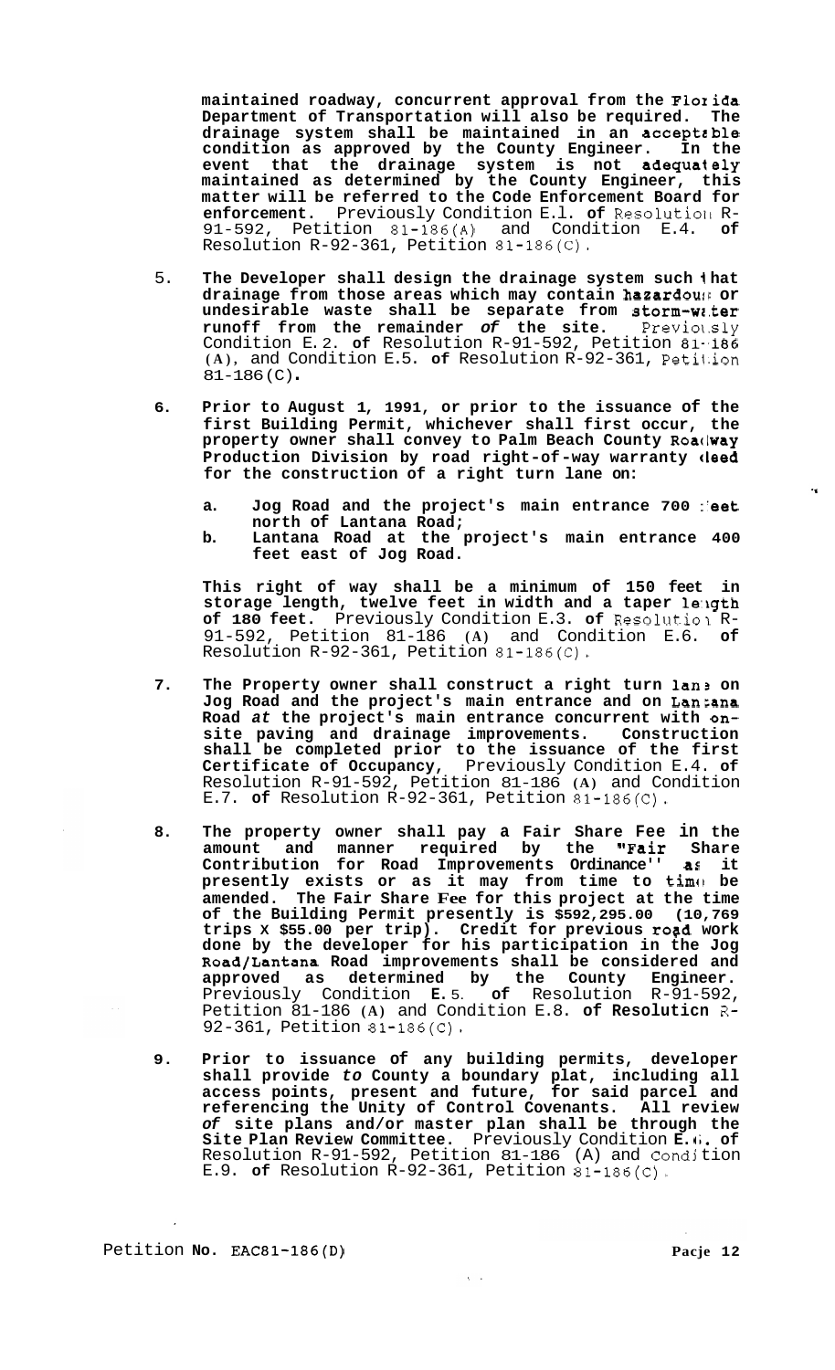**maintained roadway, concurrent approval from the Florida Department of Transportation will also be required. The drainage system shall be maintained in an acceptable condition as approved by the County Engineer. In the event that the drainage system is not adequately maintained as determined by the County Engineer, this matter will be referred to the Code Enforcement Board for enforcement.** Previously Condition E.1. **of** Resolution R-91-592, Petition 81-186(A) and Condition E.4. **of** Resolution R-92-361, Petition 81-186(C).

5. **The Developer shall design the drainage system such that drainage from those areas which may contain hazardous or undesirable waste shall be separate from storm-water runoff from the remainder *of* the site.** Previously Condition E.2. **of** Resolution R-91-592, Petition 81-186 (A), and Condition E.5. **of** Resolution R-92-361, Petition 81-186(C).

6. **Prior to August 1, 1991, or prior to the issuance of the first Building Permit, whichever shall first occur, the property owner shall convey to Palm Beach County Roadway Production Division by road right-of-way warranty deed for the construction of a right turn lane on:**

   a. **Jog Road and the project's main entrance 700 feet north of Lantana Road;**
   b. **Lantana Road at the project's main entrance 400 feet east of Jog Road.**

   **This right of way shall be a minimum of 150 feet in storage length, twelve feet in width and a taper length of 180 feet.** Previously Condition E.3. **of** Resolution R-91-592, Petition 81-186 (A) and Condition E.6. **of** Resolution R-92-361, Petition 81-186(C).

7. **The Property owner shall construct a right turn lane on Jog Road and the project's main entrance and on Lantana Road *at* the project's main entrance concurrent with on-site paving and drainage improvements. Construction shall be completed prior to the issuance of the first Certificate of Occupancy,** Previously Condition E.4. **of** Resolution R-91-592, Petition 81-186 (A) and Condition E.7. **of** Resolution R-92-361, Petition 81-186(C).

8. **The property owner shall pay a Fair Share Fee in the amount and manner required by the "Fair Share Contribution for Road Improvements Ordinance" as it presently exists or as it may from time to time be amended. The Fair Share Fee for this project at the time of the Building Permit presently is $592,295.00 (10,769 trips X $55.00 per trip). Credit for previous road work done by the developer for his participation in the Jog Road/Lantana Road improvements shall be considered and approved as determined by the County Engineer.** Previously Condition **E.**5. **of** Resolution R-91-592, Petition 81-186 (A) and Condition E.8. **of Resolution** R-92-361, Petition 81-186(C).

9. **Prior to issuance of any building permits, developer shall provide *to* County a boundary plat, including all access points, present and future, for said parcel and referencing the Unity of Control Covenants. All review *of* site plans and/or master plan shall be through the Site Plan Review Committee.** Previously Condition **E.6. of** Resolution R-91-592, Petition 81-186 (A) and Condition E.9. **of** Resolution R-92-361, Petition 81-186(C).

Petition **No.** EAC81-186(D)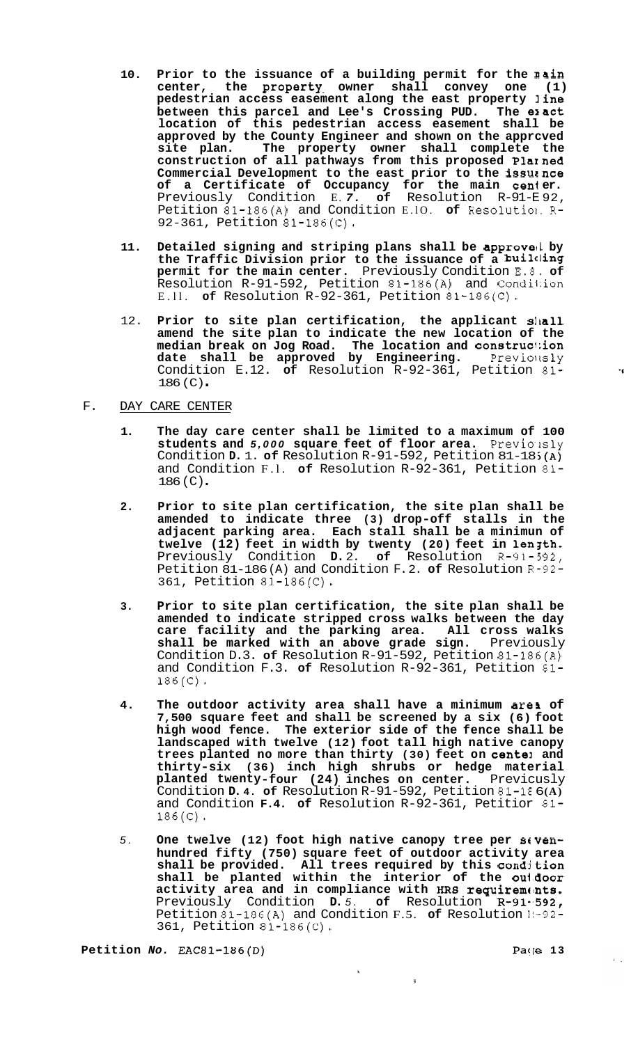10. **Prior to the issuance of a building permit for the main center, the property owner shall convey one (1) pedestrian access easement along the east property line between this parcel and Lee's Crossing PUD. The exact location of this pedestrian access easement shall be approved by the County Engineer and shown on the approved site plan. The property owner shall complete the construction of all pathways from this proposed Planned Commercial Development to the east prior to the issuance of a Certificate of Occupancy for the main center.** Previously Condition E.7. **of** Resolution R-91-592, Petition 81-186(A) and Condition E.10. **of** Resolution R-92-361, Petition 81-186(C).

11. **Detailed signing and striping plans shall be approved by the Traffic Division prior to the issuance of a building permit for the main center.** Previously Condition E.8. **of** Resolution R-91-592, Petition 81-186(A) and Condition E.11. **of** Resolution R-92-361, Petition 81-186(C).

12. **Prior to site plan certification, the applicant shall amend the site plan to indicate the new location of the median break on Jog Road. The location and construction date shall be approved by Engineering.** Previously Condition E.12. **of** Resolution R-92-361, Petition 81-186(C).

F. DAY CARE CENTER

1. **The day care center shall be limited to a maximum of 100 students and 5,000 square feet of floor area.** Previously Condition **D.1. of** Resolution R-91-592, Petition 81-186(A) and Condition F.1. **of** Resolution R-92-361, Petition 81-186(C).

2. **Prior to site plan certification, the site plan shall be amended to indicate three (3) drop-off stalls in the adjacent parking area. Each stall shall be a minimun of twelve (12) feet in width by twenty (20) feet in length.** Previously Condition **D.2. of** Resolution R-91-592, Petition 81-186(A) and Condition F.2. **of** Resolution R-92-361, Petition 81-186(C).

3. **Prior to site plan certification, the site plan shall be amended to indicate stripped cross walks between the day care facility and the parking area. All cross walks shall be marked with an above grade sign.** Previously Condition D.3. **of** Resolution R-91-592, Petition 81-186(A) and Condition F.3. **of** Resolution R-92-361, Petition 81-186(C).

4. **The outdoor activity area shall have a minimum area of 7,500 square feet and shall be screened by a six (6) foot high wood fence. The exterior side of the fence shall be landscaped with twelve (12) foot tall high native canopy trees planted no more than thirty (30) feet on center and thirty-six (36) inch high shrubs or hedge material planted twenty-four (24) inches on center.** Previously Condition **D.4. of** Resolution R-91-592, Petition 81-186(A) and Condition **F.4. of** Resolution R-92-361, Petition 81-186(C).

5. **One twelve (12) foot high native canopy tree per seven-hundred fifty (750) square feet of outdoor activity area shall be provided. All trees required by this condition shall be planted within the interior of the outdoor activity area and in compliance with HRS requirements.** Previously Condition **D.5. of** Resolution R-91-592, Petition 81-186(A) and Condition F.5. **of** Resolution R-92-361, Petition 81-186(C).

**Petition No. EAC81-186(D)**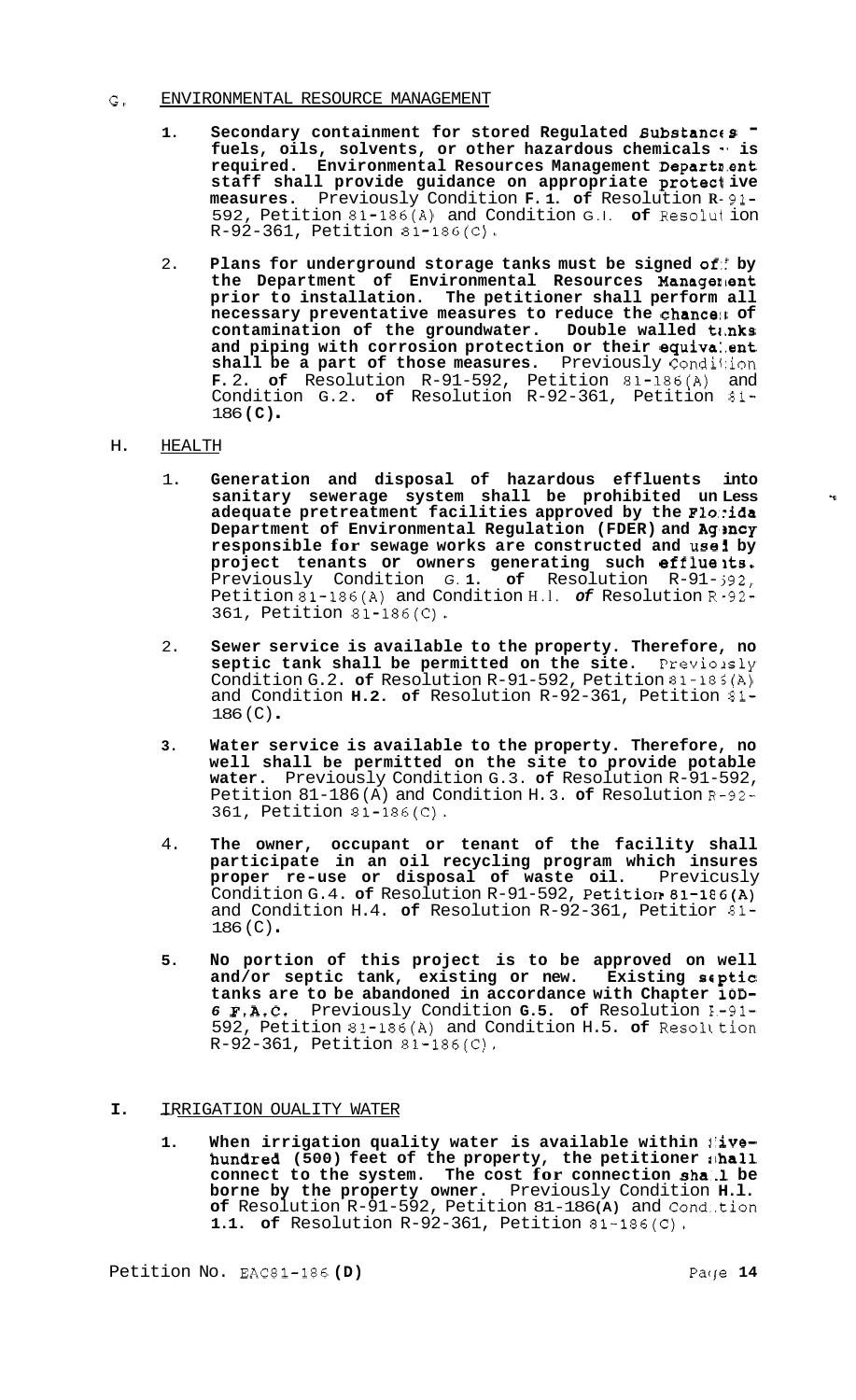## G. ENVIRONMENTAL RESOURCE MANAGEMENT

1. **Secondary containment for stored Regulated Substances - fuels, oils, solvents, or other hazardous chemicals - is required. Environmental Resources Management Department staff shall provide guidance on appropriate protective measures.** Previously Condition **F.1. of** Resolution R-91-592, Petition 81-186(A) and Condition G.1. **of** Resolution R-92-361, Petition 81-186(C).

2. **Plans for underground storage tanks must be signed off by the Department of Environmental Resources Management prior to installation. The petitioner shall perform all necessary preventative measures to reduce the chance of contamination of the groundwater. Double walled tanks and piping with corrosion protection or their equivalent shall be a part of those measures.** Previously Condition **F.2. of** Resolution R-91-592, Petition 81-186(A) and Condition G.2. **of** Resolution R-92-361, Petition 81-186**(C).**

## H. HEALTH

1. **Generation and disposal of hazardous effluents into sanitary sewerage system shall be prohibited unless adequate pretreatment facilities approved by the Florida Department of Environmental Regulation (FDER) and Agency responsible for sewage works are constructed and used by project tenants or owners generating such effluents.** Previously Condition G.**1. of** Resolution R-91-592, Petition 81-186(A) and Condition H.1. *of* Resolution R-92-361, Petition 81-186(C).

2. **Sewer service is available to the property. Therefore, no septic tank shall be permitted on the site.** Previously Condition G.2. **of** Resolution R-91-592, Petition 81-186(A) and Condition **H.2. of** Resolution R-92-361, Petition 81-186(C)**.**

3. **Water service is available to the property. Therefore, no well shall be permitted on the site to provide potable water.** Previously Condition G.3. **of** Resolution R-91-592, Petition 81-186(A) and Condition H.3. **of** Resolution R-92-361, Petition 81-186(C).

4. **The owner, occupant or tenant of the facility shall participate in an oil recycling program which insures proper re-use or disposal of waste oil.** Previously Condition G.4. **of** Resolution R-91-592, Petition 81-186**(A)** and Condition H.4. **of** Resolution R-92-361, Petition 81-186(C)**.**

5. **No portion of this project is to be approved on well and/or septic tank, existing or new. Existing septic tanks are to be abandoned in accordance with Chapter 10D-6 F.A.C.** Previously Condition **G.5. of** Resolution R-91-592, Petition 81-186(A) and Condition H.5. **of** Resolution R-92-361, Petition 81-186(C).

## I. IRRIGATION QUALITY WATER

1. **When irrigation quality water is available within five-hundred (500) feet of the property, the petitioner shall connect to the system. The cost for connection shall be borne by the property owner.** Previously Condition **H.1. of** Resolution R-91-592, Petition 81-186**(A)** and Condition **I.1. of** Resolution R-92-361, Petition 81-186(C).

Petition No. EAC81-186 **(D)**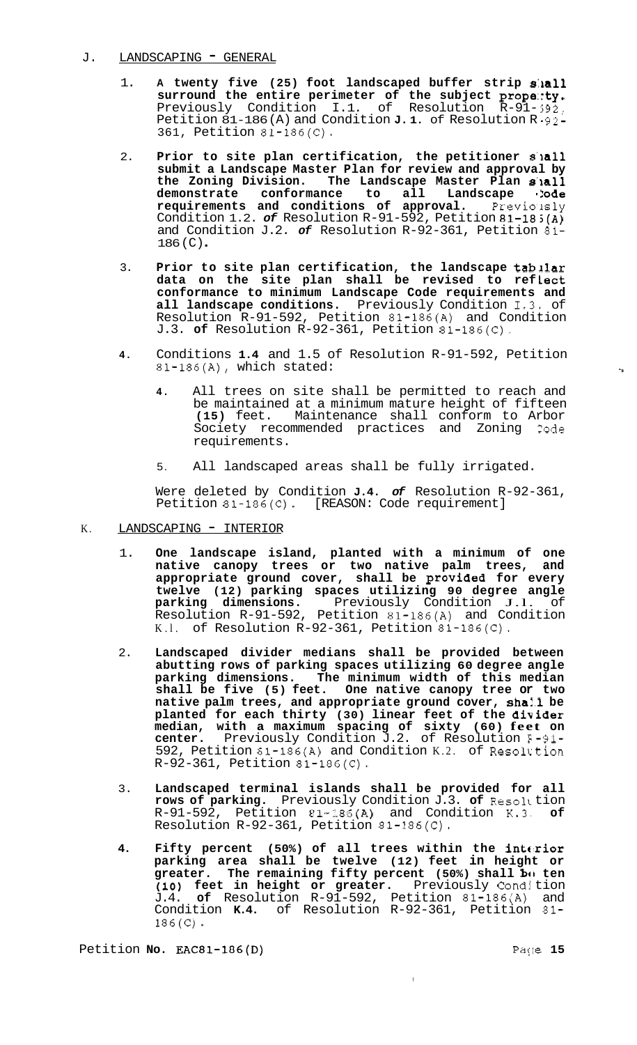J. LANDSCAPING - GENERAL

1. **A twenty five (25) foot landscaped buffer strip shall surround the entire perimeter of the subject property.** Previously Condition I.1. of Resolution R-91-592, Petition 81-186(A) and Condition **J.1.** of Resolution R-92-361, Petition 81-186(C).

2. **Prior to site plan certification, the petitioner shall submit a Landscape Master Plan for review and approval by the Zoning Division. The Landscape Master Plan shall demonstrate conformance to all Landscape Code requirements and conditions of approval.** Previously Condition I.2. *of* Resolution R-91-592, Petition 81-186(A) and Condition J.2. *of* Resolution R-92-361, Petition 81-186(C).

3. **Prior to site plan certification, the landscape tabular data on the site plan shall be revised to reflect conformance to minimum Landscape Code requirements and all landscape conditions.** Previously Condition I.3. of Resolution R-91-592, Petition 81-186(A) and Condition J.3. **of** Resolution R-92-361, Petition 81-186(C).

4. Conditions **1.4** and 1.5 of Resolution R-91-592, Petition 81-186(A), which stated:

   **4.** All trees on site shall be permitted to reach and be maintained at a minimum mature height of fifteen **(15)** feet. Maintenance shall conform to Arbor Society recommended practices and Zoning Code requirements.

   5. All landscaped areas shall be fully irrigated.

   Were deleted by Condition **J.4.** *of* Resolution R-92-361, Petition 81-186(C). [REASON: Code requirement]

K. LANDSCAPING - INTERIOR

1. **One landscape island, planted with a minimum of one native canopy trees or two native palm trees, and appropriate ground cover, shall be provided for every twelve (12) parking spaces utilizing 90 degree angle parking dimensions.** Previously Condition **J.1.** of Resolution R-91-592, Petition 81-186(A) and Condition K.1. of Resolution R-92-361, Petition 81-186(C).

2. **Landscaped divider medians shall be provided between abutting rows of parking spaces utilizing 60 degree angle parking dimensions. The minimum width of this median shall be five (5) feet. One native canopy tree or two native palm trees, and appropriate ground cover, shall be planted for each thirty (30) linear feet of the divider median, with a maximum spacing of sixty (60) feet on center.** Previously Condition J.2. of Resolution R-91-592, Petition 81-186(A) and Condition K.2. of Resolution R-92-361, Petition 81-186(C).

3. **Landscaped terminal islands shall be provided for all rows of parking.** Previously Condition J.3. **of** Resolution R-91-592, Petition 81-186(A) and Condition K.3. **of** Resolution R-92-361, Petition 81-186(C).

4. **Fifty percent (50%) of all trees within the interior parking area shall be twelve (12) feet in height or greater. The remaining fifty percent (50%) shall be ten (10) feet in height or greater.** Previously Condition J.4. **of** Resolution R-91-592, Petition 81-186(A) and Condition **K.4.** of Resolution R-92-361, Petition 81-186(C).

Petition **No.** EAC81-186(D)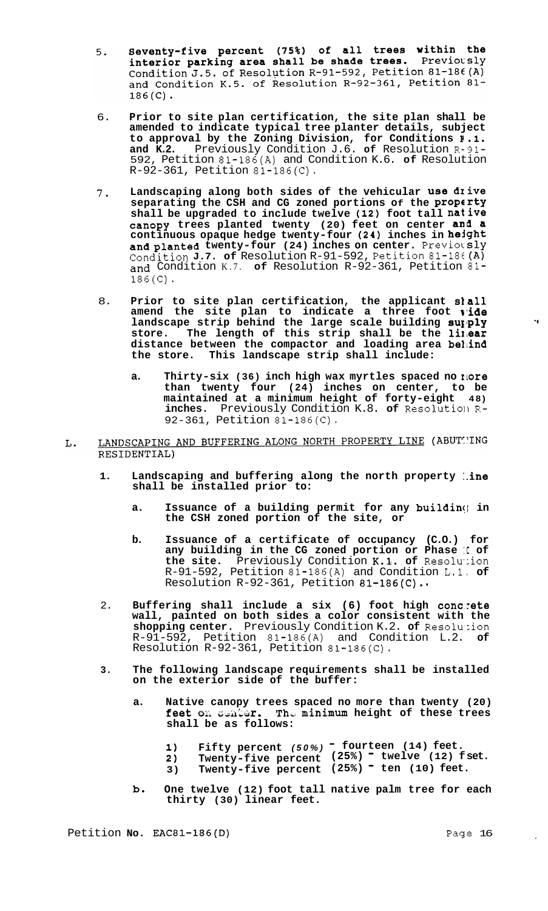5. **Seventy-five percent (75%) of all trees within the interior parking area shall be shade trees.** Previously Condition J.5. of Resolution R-91-592, Petition 81-186(A) and Condition K.5. of Resolution R-92-361, Petition 81-186(C).

6. **Prior to site plan certification, the site plan shall be amended to indicate typical tree planter details, subject to approval by the Zoning Division, for Conditions F.1. and K.2.** Previously Condition J.6. **of** Resolution R-91-592, Petition 81-186(A) and Condition K.6. **of** Resolution R-92-361, Petition 81-186(C).

7. **Landscaping along both sides of the vehicular use drive separating the CSH and CG zoned portions of the property shall be upgraded to include twelve (12) foot tall native canopy trees planted twenty (20) feet on center and a continuous opaque hedge twenty-four (24) inches in height and planted twenty-four (24) inches on center.** Previously Condition **J.7. of** Resolution R-91-592, Petition 81-186(A) and Condition K.7. **of** Resolution R-92-361, Petition 81-186(C).

8. **Prior to site plan certification, the applicant shall amend the site plan to indicate a three foot wide landscape strip behind the large scale building supply store. The length of this strip shall be the linear distance between the compactor and loading area behind the store. This landscape strip shall include:**

   a. **Thirty-six (36) inch high wax myrtles spaced no more than twenty four (24) inches on center, to be maintained at a minimum height of forty-eight 48) inches.** Previously Condition K.8. **of** Resolution R-92-361, Petition 81-186(C).

L. LANDSCAPING AND BUFFERING ALONG NORTH PROPERTY LINE (ABUTTING RESIDENTIAL)

1. **Landscaping and buffering along the north property line shall be installed prior to:**

   a. **Issuance of a building permit for any building in the CSH zoned portion of the site, or**

   b. **Issuance of a certificate of occupancy (C.O.) for any building in the CG zoned portion or Phase I of the site.** Previously Condition **K.1. of** Resolution R-91-592, Petition 81-186(A) and Condition L.1. **of** Resolution R-92-361, Petition 81-186(C)..

2. **Buffering shall include a six (6) foot high concrete wall, painted on both sides a color consistent with the shopping center.** Previously Condition K.2. **of** Resolution R-91-592, Petition 81-186(A) and Condition L.2. **of** Resolution R-92-361, Petition 81-186(C).

3. **The following landscape requirements shall be installed on the exterior side of the buffer:**

   a. **Native canopy trees spaced no more than twenty (20) feet on center. The minimum height of these trees shall be as follows:**

      1) **Fifty percent *(50%)* - fourteen (14) feet.**
      2) **Twenty-five percent (25%) - twelve (12) feet.**
      3) **Twenty-five percent (25%) - ten (10) feet.**

   b. **One twelve (12) foot tall native palm tree for each thirty (30) linear feet.**

Petition **No.** EAC81-186(D)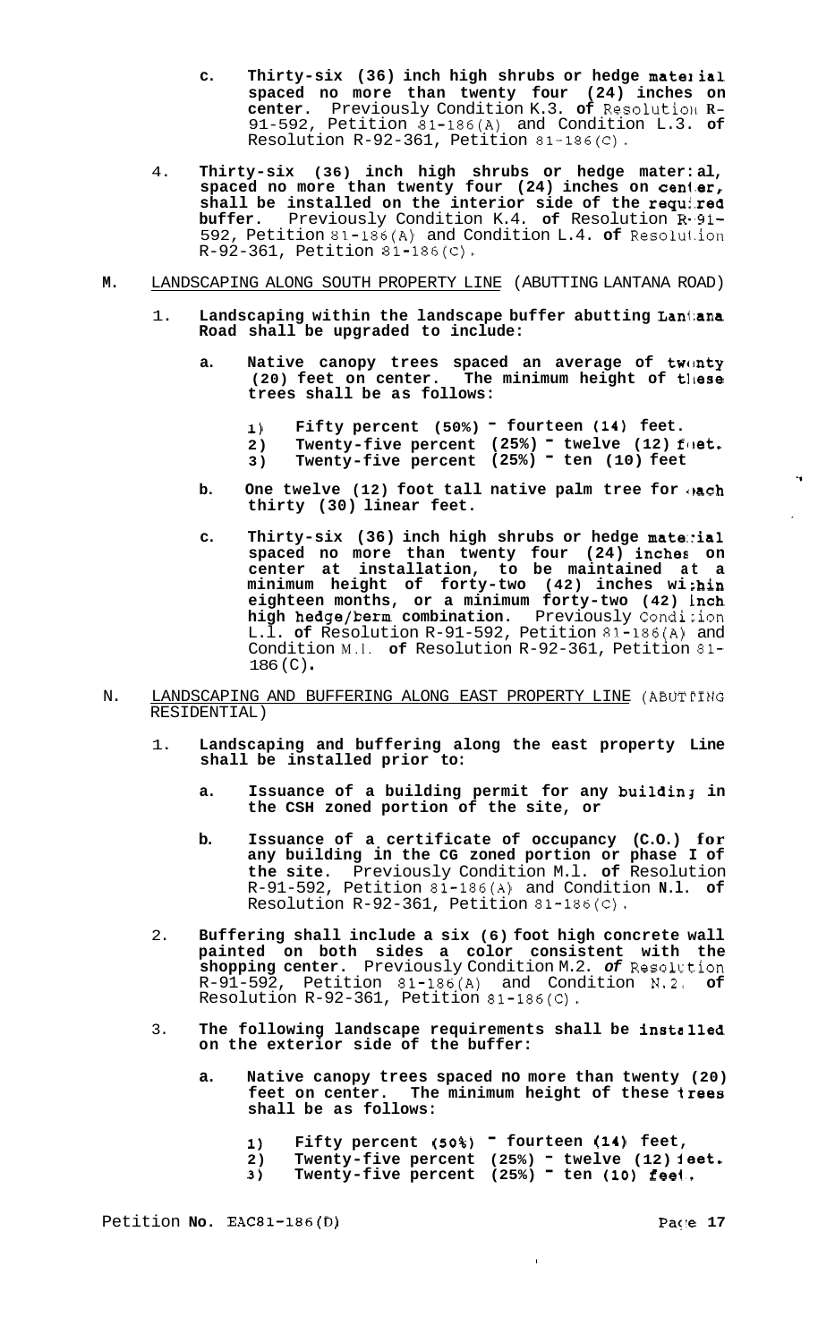c. **Thirty-six (36) inch high shrubs or hedge material spaced no more than twenty four (24) inches on center.** Previously Condition K.3. **of** Resolution R-91-592, Petition 81-186(A) and Condition L.3. **of** Resolution R-92-361, Petition 81-186(C).

4. **Thirty-six (36) inch high shrubs or hedge material, spaced no more than twenty four (24) inches on center, shall be installed on the interior side of the required buffer.** Previously Condition K.4. **of** Resolution R-91-592, Petition 81-186(A) and Condition L.4. **of** Resolution R-92-361, Petition 81-186(C).

**M.** <u>LANDSCAPING ALONG SOUTH PROPERTY LINE</u> (ABUTTING LANTANA ROAD)

1. **Landscaping within the landscape buffer abutting Lantana Road shall be upgraded to include:**

   a. **Native canopy trees spaced an average of twenty (20) feet on center. The minimum height of these trees shall be as follows:**

      1) **Fifty percent (50%) - fourteen (14) feet.**
      2) **Twenty-five percent (25%) - twelve (12) feet.**
      3) **Twenty-five percent (25%) - ten (10) feet**

   b. **One twelve (12) foot tall native palm tree for each thirty (30) linear feet.**

   c. **Thirty-six (36) inch high shrubs or hedge material spaced no more than twenty four (24) inches on center at installation, to be maintained at a minimum height of forty-two (42) inches within eighteen months, or a minimum forty-two (42) inch high hedge/berm combination.** Previously Condition L.1. **of** Resolution R-91-592, Petition 81-186(A) and Condition M.1. **of** Resolution R-92-361, Petition 81-186(C).

N. <u>LANDSCAPING AND BUFFERING ALONG EAST PROPERTY LINE</u> (ABUTTING RESIDENTIAL)

1. **Landscaping and buffering along the east property Line shall be installed prior to:**

   a. **Issuance of a building permit for any building in the CSH zoned portion of the site, or**

   b. **Issuance of a certificate of occupancy (C.O.) for any building in the CG zoned portion or phase I of the site.** Previously Condition M.1. **of** Resolution R-91-592, Petition 81-186(A) and Condition **N.1. of** Resolution R-92-361, Petition 81-186(C).

2. **Buffering shall include a six (6) foot high concrete wall painted on both sides a color consistent with the shopping center.** Previously Condition M.2. ***of*** Resolution R-91-592, Petition 81-186(A) and Condition N.2. **of** Resolution R-92-361, Petition 81-186(C).

3. **The following landscape requirements shall be installed on the exterior side of the buffer:**

   a. **Native canopy trees spaced no more than twenty (20) feet on center. The minimum height of these trees shall be as follows:**

      1) **Fifty percent (50%) - fourteen (14) feet,**
      2) **Twenty-five percent (25%) - twelve (12) feet.**
      3) **Twenty-five percent (25%) - ten (10) feet.**

Petition **No.** EAC81-186(D)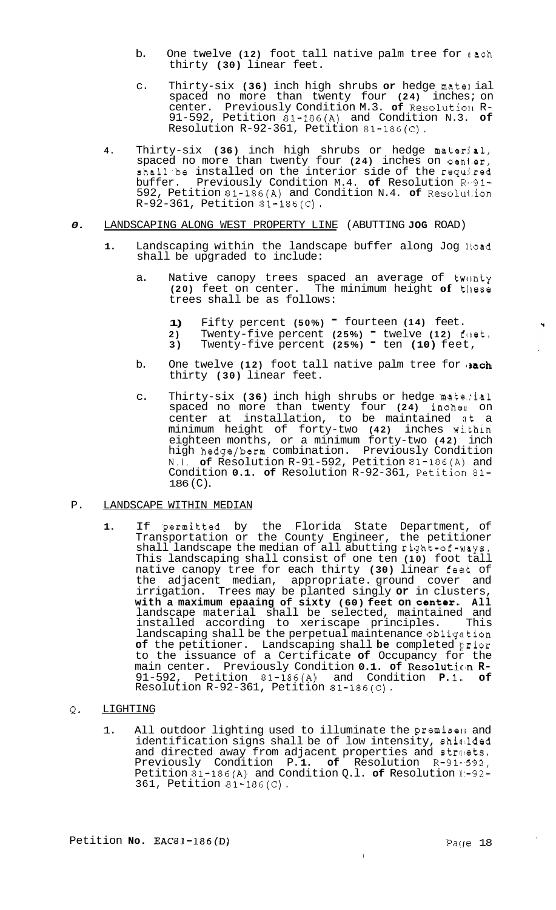b. One twelve (12) foot tall native palm tree for each thirty (30) linear feet.

c. Thirty-six (36) inch high shrubs or hedge material spaced no more than twenty four (24) inches; on center. Previously Condition M.3. of Resolution R-91-592, Petition 81-186(A) and Condition N.3. of Resolution R-92-361, Petition 81-186(C).

4. Thirty-six (36) inch high shrubs or hedge material, spaced no more than twenty four (24) inches on center, shall be installed on the interior side of the required buffer. Previously Condition M.4. of Resolution R-91-592, Petition 81-186(A) and Condition N.4. of Resolution R-92-361, Petition 81-186(C).

O. LANDSCAPING ALONG WEST PROPERTY LINE (ABUTTING JOG ROAD)

1. Landscaping within the landscape buffer along Jog Road shall be upgraded to include:

   a. Native canopy trees spaced an average of twenty (20) feet on center. The minimum height of these trees shall be as follows:

      1) Fifty percent (50%) - fourteen (14) feet.
      2) Twenty-five percent (25%) - twelve (12) feet.
      3) Twenty-five percent (25%) - ten (10) feet,

   b. One twelve (12) foot tall native palm tree for each thirty (30) linear feet.

   c. Thirty-six (36) inch high shrubs or hedge material spaced no more than twenty four (24) inches on center at installation, to be maintained at a minimum height of forty-two (42) inches within eighteen months, or a minimum forty-two (42) inch high hedge/berm combination. Previously Condition N.1. of Resolution R-91-592, Petition 81-186(A) and Condition O.1. of Resolution R-92-361, Petition 81-186(C).

P. LANDSCAPE WITHIN MEDIAN

1. If permitted by the Florida State Department, of Transportation or the County Engineer, the petitioner shall landscape the median of all abutting right-of-ways. This landscaping shall consist of one ten (10) foot tall native canopy tree for each thirty (30) linear feet of the adjacent median, appropriate. ground cover and irrigation. Trees may be planted singly or in clusters, **with a maximum epaaing of sixty (60) feet on center. All** landscape material shall be selected, maintained and installed according to xeriscape principles. This landscaping shall be the perpetual maintenance obligation of the petitioner. Landscaping shall be completed prior to the issuance of a Certificate of Occupancy for the main center. Previously Condition O.1. of Resolution R-91-592, Petition 81-186(A) and Condition P.1. of Resolution R-92-361, Petition 81-186(C).

Q. LIGHTING

1. All outdoor lighting used to illuminate the premises and identification signs shall be of low intensity, shielded and directed away from adjacent properties and streets. Previously Condition P.1. of Resolution R-91-592, Petition 81-186(A) and Condition Q.1. of Resolution R-92-361, Petition 81-186(C).

Petition No. EAC81-186(D)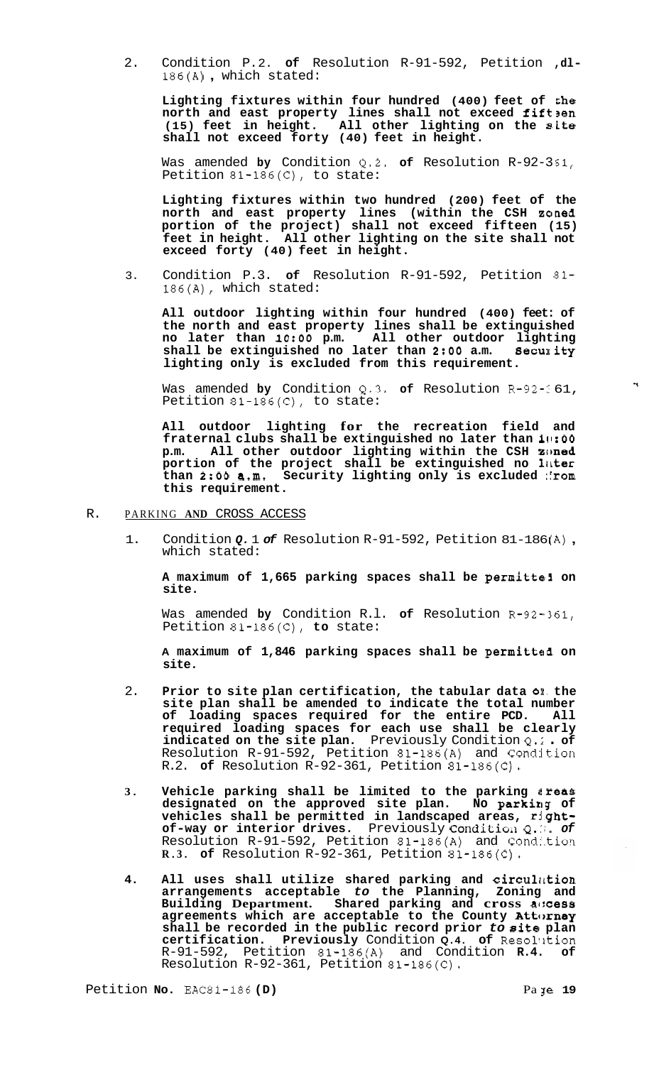2. Condition P.2. **of** Resolution R-91-592, Petition 81-186(A), which stated:

   **Lighting fixtures within four hundred (400) feet of the north and east property lines shall not exceed fifteen (15) feet in height. All other lighting on the site shall not exceed forty (40) feet in height.**

   Was amended **by** Condition Q.2. **of** Resolution R-92-361, Petition 81-186(C), to state:

   **Lighting fixtures within two hundred (200) feet of the north and east property lines (within the CSH zoned portion of the project) shall not exceed fifteen (15) feet in height. All other lighting on the site shall not exceed forty (40) feet in height.**

3. Condition P.3. **of** Resolution R-91-592, Petition 81-186(A), which stated:

   **All outdoor lighting within four hundred (400) feet of the north and east property lines shall be extinguished no later than 10:00 p.m. All other outdoor lighting shall be extinguished no later than 2:00 a.m. Security lighting only is excluded from this requirement.**

   Was amended **by** Condition Q.3. **of** Resolution R-92-361, Petition 81-186(C), to state:

   **All outdoor lighting for the recreation field and fraternal clubs shall be extinguished no later than 10:00 p.m. All other outdoor lighting within the CSH zoned portion of the project shall be extinguished no later than 2:00 a.m. Security lighting only is excluded from this requirement.**

R. PARKING **AND** CROSS ACCESS

1. Condition *Q.* 1 *of* Resolution R-91-592, Petition 81-186(A), which stated:

   **A maximum of 1,665 parking spaces shall be permitted on site.**

   Was amended **by** Condition R.1. **of** Resolution R-92-361, Petition 81-186(C), **to** state:

   **A maximum of 1,846 parking spaces shall be permitted on site.**

2. **Prior to site plan certification, the tabular data on the site plan shall be amended to indicate the total number of loading spaces required for the entire PCD. All required loading spaces for each use shall be clearly indicated on the site plan.** Previously Condition Q.2. **of** Resolution R-91-592, Petition 81-186(A) and Condition R.2. **of** Resolution R-92-361, Petition 81-186(C).

3. **Vehicle parking shall be limited to the parking areas designated on the approved site plan. No parking of vehicles shall be permitted in landscaped areas, right-of-way or interior drives.** Previously Condition Q.3. *of* Resolution R-91-592, Petition 81-186(A) and Condition **R.3. of** Resolution R-92-361, Petition 81-186(C).

4. **All uses shall utilize shared parking and circulation arrangements acceptable *to* the Planning, Zoning and Building Department. Shared parking and cross access agreements which are acceptable to the County Attorney shall be recorded in the public record prior *to* site plan certification. Previously** Condition **Q.4. of** Resolution R-91-592, Petition 81-186(A) and Condition **R.4. of** Resolution R-92-361, Petition 81-186(C).

Petition **No.** EAC81-186 **(D)**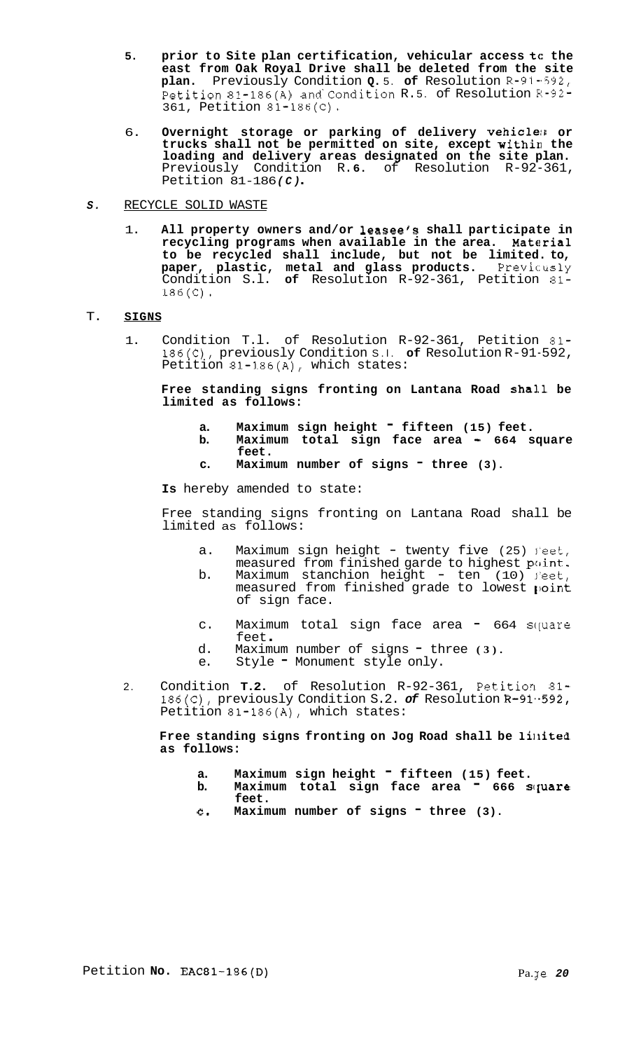5. **prior to Site plan certification, vehicular access to the east from Oak Royal Drive shall be deleted from the site plan.** Previously Condition **Q.**5. **of** Resolution R-91-592, Petition 81-186(A) and Condition R.5. of Resolution R-92-361, Petition 81-186(C).

6. **Overnight storage or parking of delivery vehicles or trucks shall not be permitted on site, except within the loading and delivery areas designated on the site plan.** Previously Condition R.**6**. of Resolution R-92-361, Petition 81-186*(C)***.**

*S.* RECYCLE SOLID WASTE

1. **All property owners and/or leasee's shall participate in recycling programs when available in the area. Material to be recycled shall include, but not be limited. to, paper, plastic, metal and glass products.** Previously Condition S.l. **of** Resolution R-92-361, Petition 81-186(C).

T. **SIGNS**

1. Condition T.l. of Resolution R-92-361, Petition 81-186(C), previously Condition S.l. **of** Resolution R-91-592, Petition 81-186(A), which states:

   **Free standing signs fronting on Lantana Road shall be limited as follows:**

   - **a. Maximum sign height - fifteen (15) feet.**
   - **b. Maximum total sign face area - 664 square feet.**
   - **c. Maximum number of signs - three (3).**

   **Is** hereby amended to state:

   Free standing signs fronting on Lantana Road shall be limited as follows:

   - a. Maximum sign height - twenty five (25) feet, measured from finished garde to highest point.
   - b. Maximum stanchion height - ten (10) feet, measured from finished grade to lowest point of sign face.
   - c. Maximum total sign face area - 664 square feet.
   - d. Maximum number of signs - three (3).
   - e. Style - Monument style only.

2. Condition **T.2.** of Resolution R-92-361, Petition 81-186(C), previously Condition S.2. *of* Resolution R-91-592, Petition 81-186(A), which states:

   **Free standing signs fronting on Jog Road shall be limited as follows:**

   - **a. Maximum sign height - fifteen (15) feet.**
   - **b. Maximum total sign face area - 666 square feet.**
   - **c. Maximum number of signs - three (3).**

Petition **No.** EAC81-186(D)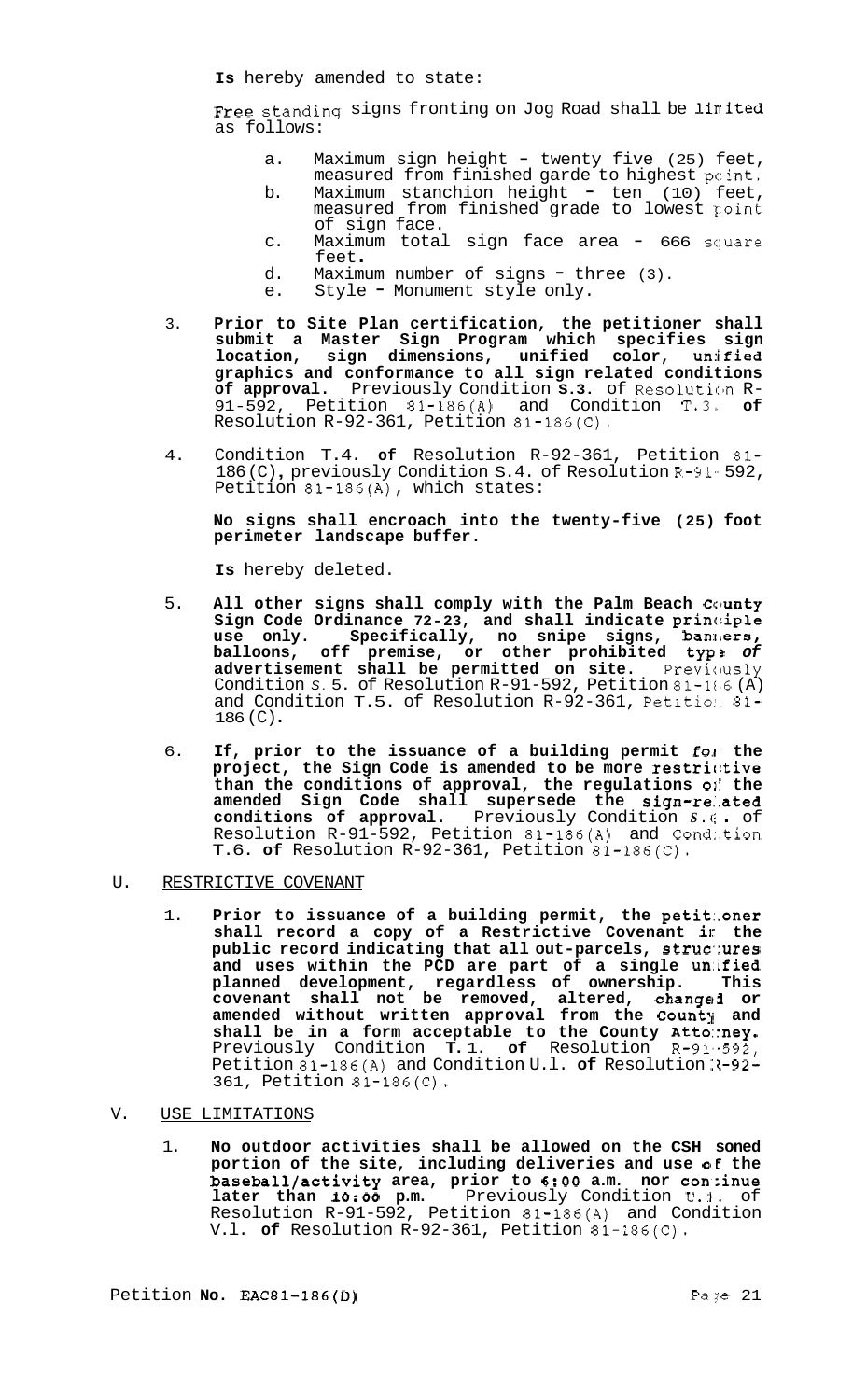**Is** hereby amended to state:

Free standing signs fronting on Jog Road shall be limited as follows:

a. Maximum sign height - twenty five (25) feet, measured from finished garde to highest point.
b. Maximum stanchion height - ten (10) feet, measured from finished grade to lowest point of sign face.
c. Maximum total sign face area - 666 square feet.
d. Maximum number of signs - three (3).
e. Style - Monument style only.

3. **Prior to Site Plan certification, the petitioner shall submit a Master Sign Program which specifies sign location, sign dimensions, unified color, unified graphics and conformance to all sign related conditions of approval.** Previously Condition **S.3.** of Resolution R-91-592, Petition 81-186(A) and Condition T.3. **of** Resolution R-92-361, Petition 81-186(C).

4. Condition T.4. **of** Resolution R-92-361, Petition 81-186(C), previously Condition S.4. of Resolution R-91-592, Petition 81-186(A), which states:

   **No signs shall encroach into the twenty-five (25) foot perimeter landscape buffer.**

   **Is** hereby deleted.

5. **All other signs shall comply with the Palm Beach County Sign Code Ordinance 72-23, and shall indicate principle use only. Specifically, no snipe signs, banners, balloons, off premise, or other prohibited type of advertisement shall be permitted on site.** Previously Condition S.5. of Resolution R-91-592, Petition 81-186(A) and Condition T.5. of Resolution R-92-361, Petition 81-186(C).

6. **If, prior to the issuance of a building permit for the project, the Sign Code is amended to be more restrictive than the conditions of approval, the regulations of the amended Sign Code shall supersede the sign-related conditions of approval.** Previously Condition S.6. of Resolution R-91-592, Petition 81-186(A) and Condition T.6. **of** Resolution R-92-361, Petition 81-186(C).

U. RESTRICTIVE COVENANT

1. **Prior to issuance of a building permit, the petitioner shall record a copy of a Restrictive Covenant in the public record indicating that all out-parcels, structures and uses within the PCD are part of a single unified planned development, regardless of ownership. This covenant shall not be removed, altered, changed or amended without written approval from the County and shall be in a form acceptable to the County Attorney.** Previously Condition **T.**1. **of** Resolution R-91-592, Petition 81-186(A) and Condition U.l. **of** Resolution R-92-361, Petition 81-186(C).

V. USE LIMITATIONS

1. **No outdoor activities shall be allowed on the CSH soned portion of the site, including deliveries and use of the baseball/activity area, prior to 6:00 a.m. nor continue later than 10:00 p.m.** Previously Condition U.1. of Resolution R-91-592, Petition 81-186(A) and Condition V.l. **of** Resolution R-92-361, Petition 81-186(C).

Petition **No.** EAC81-186(D)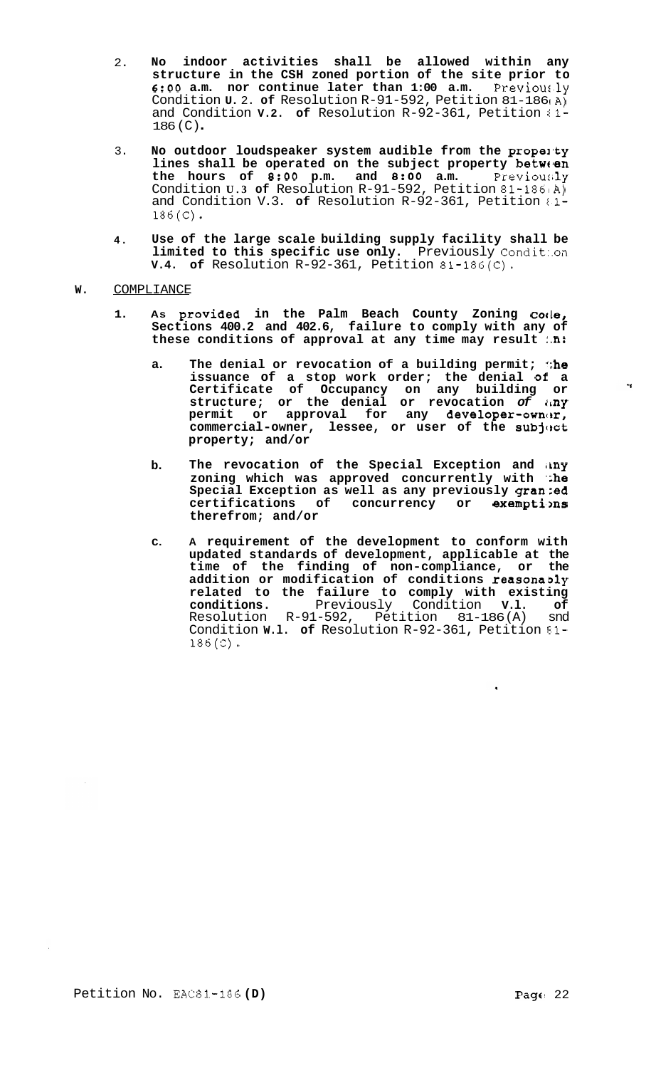2. **No indoor activities shall be allowed within any structure in the CSH zoned portion of the site prior to 6:00 a.m. nor continue later than 1:00 a.m.** Previously Condition **U.** 2. **of** Resolution R-91-592, Petition 81-186(A) and Condition **V.2. of** Resolution R-92-361, Petition 81-186(C).

3. **No outdoor loudspeaker system audible from the property lines shall be operated on the subject property between the hours of 8:00 p.m. and 8:00 a.m.** Previously Condition U.3 **of** Resolution R-91-592, Petition 81-186(A) and Condition V.3. **of** Resolution R-92-361, Petition 81-186(C).

4. **Use of the large scale building supply facility shall be limited to this specific use only.** Previously Condition **V.4. of** Resolution R-92-361, Petition 81-186(C).

**W.** COMPLIANCE

1. **As provided in the Palm Beach County Zoning Code, Sections 400.2 and 402.6, failure to comply with any of these conditions of approval at any time may result in:**

   a. **The denial or revocation of a building permit; the issuance of a stop work order; the denial of a Certificate of Occupancy on any building or structure; or the denial or revocation of any permit or approval for any developer-owner, commercial-owner, lessee, or user of the subject property; and/or**

   b. **The revocation of the Special Exception and any zoning which was approved concurrently with the Special Exception as well as any previously granted certifications of concurrency or exemptions therefrom; and/or**

   c. **A requirement of the development to conform with updated standards of development, applicable at the time of the finding of non-compliance, or the addition or modification of conditions reasonably related to the failure to comply with existing conditions.** Previously Condition **V.1. of** Resolution R-91-592, Petition 81-186(A) and Condition **W.1. of** Resolution R-92-361, Petition 81-186(C).

Petition No. EAC81-186 **(D)**